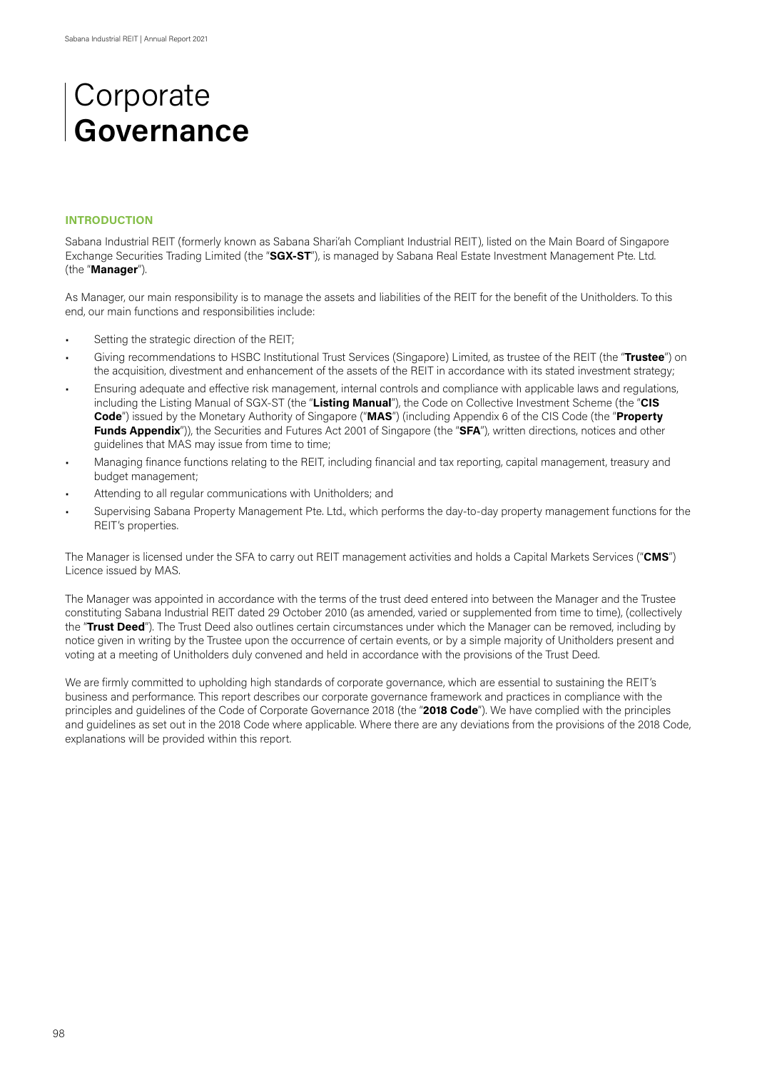# Corporate **Governance**

## INTRODUCTION

Sabana Industrial REIT (formerly known as Sabana Shari'ah Compliant Industrial REIT), listed on the Main Board of Singapore Exchange Securities Trading Limited (the "**SGX-ST**"), is managed by Sabana Real Estate Investment Management Pte. Ltd. (the "**Manager**").

As Manager, our main responsibility is to manage the assets and liabilities of the REIT for the benefit of the Unitholders. To this end, our main functions and responsibilities include:

- Setting the strategic direction of the REIT;
- Giving recommendations to HSBC Institutional Trust Services (Singapore) Limited, as trustee of the REIT (the "**Trustee**") on the acquisition, divestment and enhancement of the assets of the REIT in accordance with its stated investment strategy;
- Ensuring adequate and effective risk management, internal controls and compliance with applicable laws and regulations, including the Listing Manual of SGX-ST (the "**Listing Manual**"), the Code on Collective Investment Scheme (the "**CIS Code**") issued by the Monetary Authority of Singapore ("**MAS**") (including Appendix 6 of the CIS Code (the "**Property Funds Appendix**")), the Securities and Futures Act 2001 of Singapore (the "**SFA**"), written directions, notices and other guidelines that MAS may issue from time to time;
- Managing finance functions relating to the REIT, including financial and tax reporting, capital management, treasury and budget management;
- Attending to all regular communications with Unitholders; and
- Supervising Sabana Property Management Pte. Ltd., which performs the day-to-day property management functions for the REIT's properties.

The Manager is licensed under the SFA to carry out REIT management activities and holds a Capital Markets Services ("**CMS**") Licence issued by MAS.

The Manager was appointed in accordance with the terms of the trust deed entered into between the Manager and the Trustee constituting Sabana Industrial REIT dated 29 October 2010 (as amended, varied or supplemented from time to time), (collectively the "**Trust Deed**"). The Trust Deed also outlines certain circumstances under which the Manager can be removed, including by notice given in writing by the Trustee upon the occurrence of certain events, or by a simple majority of Unitholders present and voting at a meeting of Unitholders duly convened and held in accordance with the provisions of the Trust Deed.

We are firmly committed to upholding high standards of corporate governance, which are essential to sustaining the REIT's business and performance. This report describes our corporate governance framework and practices in compliance with the principles and guidelines of the Code of Corporate Governance 2018 (the "**2018 Code**"). We have complied with the principles and guidelines as set out in the 2018 Code where applicable. Where there are any deviations from the provisions of the 2018 Code, explanations will be provided within this report.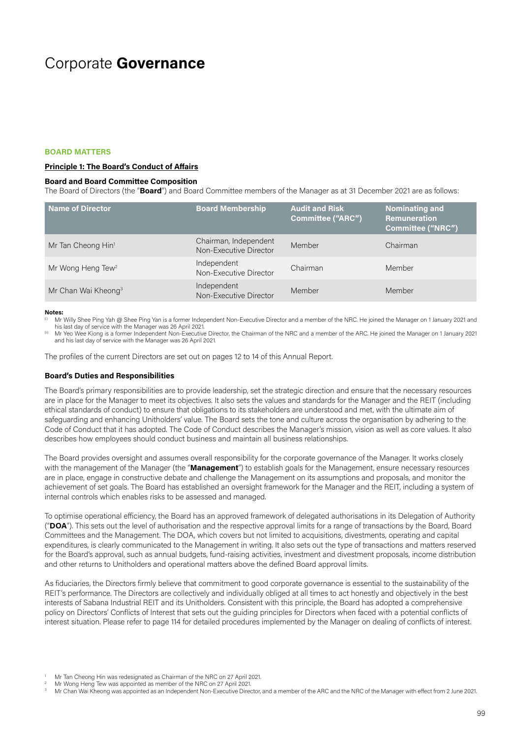# Corporate **Governance**

## BOARD MATTERS

### Principle 1: The Board's Conduct of Affairs

**Board and Board Committee Composition**

The Board of Directors (the "**Board**") and Board Committee members of the Manager as at 31 December 2021 are as follows:

| Name of Director | Board Membership | Audit and Risk Committee ("ARC") | Nominating and Remuneration Committee ("NRC") |
|---|---|---|---|
| Mr Tan Cheong Hin[1] | Chairman, Independent Non-Executive Director | Member | Chairman |
| Mr Wong Heng Tew[2] | Independent Non-Executive Director | Chairman | Member |
| Mr Chan Wai Kheong[3] | Independent Non-Executive Director | Member | Member |

**Notes:**

(i) Mr Willy Shee Ping Yah @ Shee Ping Yan is a former Independent Non-Executive Director and a member of the NRC. He joined the Manager on 1 January 2021 and his last day of service with the Manager was 26 April 2021.

(ii) Mr Yeo Wee Kiong is a former Independent Non-Executive Director, the Chairman of the NRC and a member of the ARC. He joined the Manager on 1 January 2021 and his last day of service with the Manager was 26 April 2021.

The profiles of the current Directors are set out on pages 12 to 14 of this Annual Report.

**Board's Duties and Responsibilities**

The Board's primary responsibilities are to provide leadership, set the strategic direction and ensure that the necessary resources are in place for the Manager to meet its objectives. It also sets the values and standards for the Manager and the REIT (including ethical standards of conduct) to ensure that obligations to its stakeholders are understood and met, with the ultimate aim of safeguarding and enhancing Unitholders' value. The Board sets the tone and culture across the organisation by adhering to the Code of Conduct that it has adopted. The Code of Conduct describes the Manager's mission, vision as well as core values. It also describes how employees should conduct business and maintain all business relationships.

The Board provides oversight and assumes overall responsibility for the corporate governance of the Manager. It works closely with the management of the Manager (the "**Management**") to establish goals for the Management, ensure necessary resources are in place, engage in constructive debate and challenge the Management on its assumptions and proposals, and monitor the achievement of set goals. The Board has established an oversight framework for the Manager and the REIT, including a system of internal controls which enables risks to be assessed and managed.

To optimise operational efficiency, the Board has an approved framework of delegated authorisations in its Delegation of Authority ("**DOA**"). This sets out the level of authorisation and the respective approval limits for a range of transactions by the Board, Board Committees and the Management. The DOA, which covers but not limited to acquisitions, divestments, operating and capital expenditures, is clearly communicated to the Management in writing. It also sets out the type of transactions and matters reserved for the Board's approval, such as annual budgets, fund-raising activities, investment and divestment proposals, income distribution and other returns to Unitholders and operational matters above the defined Board approval limits.

As fiduciaries, the Directors firmly believe that commitment to good corporate governance is essential to the sustainability of the REIT's performance. The Directors are collectively and individually obliged at all times to act honestly and objectively in the best interests of Sabana Industrial REIT and its Unitholders. Consistent with this principle, the Board has adopted a comprehensive policy on Directors' Conflicts of Interest that sets out the guiding principles for Directors when faced with a potential conflicts of interest situation. Please refer to page 114 for detailed procedures implemented by the Manager on dealing of conflicts of interest.

[1] Mr Tan Cheong Hin was redesignated as Chairman of the NRC on 27 April 2021.

[2] Mr Wong Heng Tew was appointed as member of the NRC on 27 April 2021.

[3] Mr Chan Wai Kheong was appointed as an Independent Non-Executive Director, and a member of the ARC and the NRC of the Manager with effect from 2 June 2021.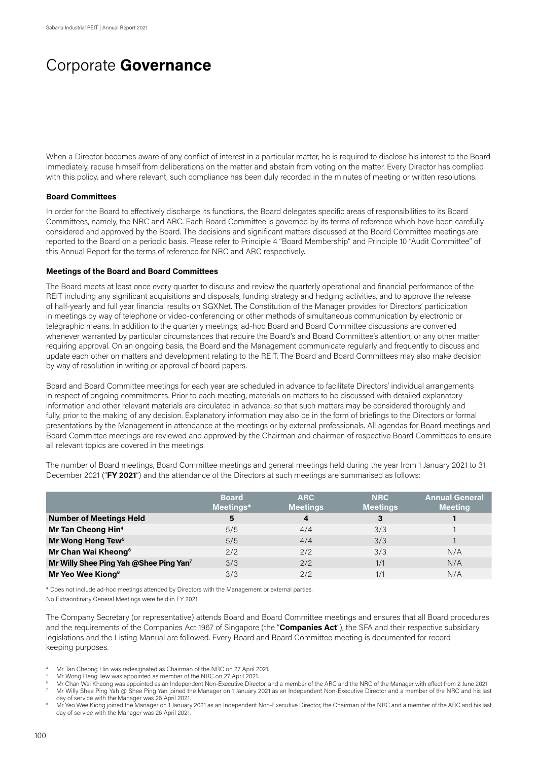# Corporate **Governance**

When a Director becomes aware of any conflict of interest in a particular matter, he is required to disclose his interest to the Board immediately, recuse himself from deliberations on the matter and abstain from voting on the matter. Every Director has complied with this policy, and where relevant, such compliance has been duly recorded in the minutes of meeting or written resolutions.

**Board Committees**

In order for the Board to effectively discharge its functions, the Board delegates specific areas of responsibilities to its Board Committees, namely, the NRC and ARC. Each Board Committee is governed by its terms of reference which have been carefully considered and approved by the Board. The decisions and significant matters discussed at the Board Committee meetings are reported to the Board on a periodic basis. Please refer to Principle 4 "Board Membership" and Principle 10 "Audit Committee" of this Annual Report for the terms of reference for NRC and ARC respectively.

**Meetings of the Board and Board Committees**

The Board meets at least once every quarter to discuss and review the quarterly operational and financial performance of the REIT including any significant acquisitions and disposals, funding strategy and hedging activities, and to approve the release of half-yearly and full year financial results on SGXNet. The Constitution of the Manager provides for Directors' participation in meetings by way of telephone or video-conferencing or other methods of simultaneous communication by electronic or telegraphic means. In addition to the quarterly meetings, ad-hoc Board and Board Committee discussions are convened whenever warranted by particular circumstances that require the Board's and Board Committee's attention, or any other matter requiring approval. On an ongoing basis, the Board and the Management communicate regularly and frequently to discuss and update each other on matters and development relating to the REIT. The Board and Board Committees may also make decision by way of resolution in writing or approval of board papers.

Board and Board Committee meetings for each year are scheduled in advance to facilitate Directors' individual arrangements in respect of ongoing commitments. Prior to each meeting, materials on matters to be discussed with detailed explanatory information and other relevant materials are circulated in advance, so that such matters may be considered thoroughly and fully, prior to the making of any decision. Explanatory information may also be in the form of briefings to the Directors or formal presentations by the Management in attendance at the meetings or by external professionals. All agendas for Board meetings and Board Committee meetings are reviewed and approved by the Chairman and chairmen of respective Board Committees to ensure all relevant topics are covered in the meetings.

The number of Board meetings, Board Committee meetings and general meetings held during the year from 1 January 2021 to 31 December 2021 ("**FY 2021**") and the attendance of the Directors at such meetings are summarised as follows:

| | Board Meetings* | ARC Meetings | NRC Meetings | Annual General Meeting |
|---|---|---|---|---|
| **Number of Meetings Held** | **5** | **4** | **3** | **1** |
| **Mr Tan Cheong Hin[4]** | 5/5 | 4/4 | 3/3 | 1 |
| **Mr Wong Heng Tew[5]** | 5/5 | 4/4 | 3/3 | 1 |
| **Mr Chan Wai Kheong[6]** | 2/2 | 2/2 | 3/3 | N/A |
| **Mr Willy Shee Ping Yah @Shee Ping Yan[7]** | 3/3 | 2/2 | 1/1 | N/A |
| **Mr Yeo Wee Kiong[8]** | 3/3 | 2/2 | 1/1 | N/A |

* Does not include ad-hoc meetings attended by Directors with the Management or external parties.

No Extraordinary General Meetings were held in FY 2021.

The Company Secretary (or representative) attends Board and Board Committee meetings and ensures that all Board procedures and the requirements of the Companies Act 1967 of Singapore (the "**Companies Act**"), the SFA and their respective subsidiary legislations and the Listing Manual are followed. Every Board and Board Committee meeting is documented for record keeping purposes.

[4] Mr Tan Cheong Hin was redesignated as Chairman of the NRC on 27 April 2021.

[5] Mr Wong Heng Tew was appointed as member of the NRC on 27 April 2021.

[6] Mr Chan Wai Kheong was appointed as an Independent Non-Executive Director, and a member of the ARC and the NRC of the Manager with effect from 2 June 2021.

[7] Mr Willy Shee Ping Yah @ Shee Ping Yan joined the Manager on 1 January 2021 as an Independent Non-Executive Director and a member of the NRC and his last day of service with the Manager was 26 April 2021.

[8] Mr Yeo Wee Kiong joined the Manager on 1 January 2021 as an Independent Non-Executive Director, the Chairman of the NRC and a member of the ARC and his last day of service with the Manager was 26 April 2021.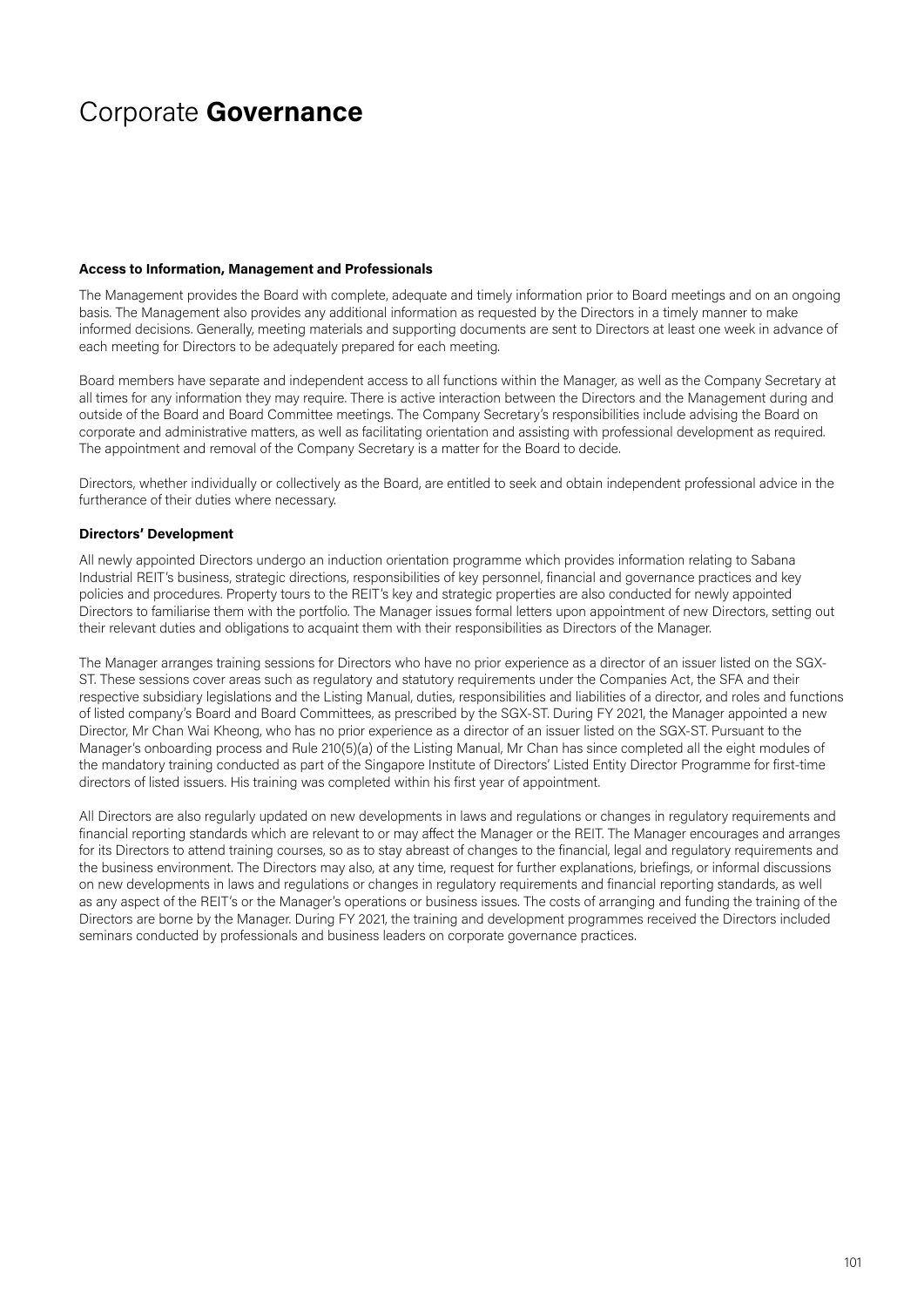# Corporate **Governance**

**Access to Information, Management and Professionals**

The Management provides the Board with complete, adequate and timely information prior to Board meetings and on an ongoing basis. The Management also provides any additional information as requested by the Directors in a timely manner to make informed decisions. Generally, meeting materials and supporting documents are sent to Directors at least one week in advance of each meeting for Directors to be adequately prepared for each meeting.

Board members have separate and independent access to all functions within the Manager, as well as the Company Secretary at all times for any information they may require. There is active interaction between the Directors and the Management during and outside of the Board and Board Committee meetings. The Company Secretary's responsibilities include advising the Board on corporate and administrative matters, as well as facilitating orientation and assisting with professional development as required. The appointment and removal of the Company Secretary is a matter for the Board to decide.

Directors, whether individually or collectively as the Board, are entitled to seek and obtain independent professional advice in the furtherance of their duties where necessary.

**Directors' Development**

All newly appointed Directors undergo an induction orientation programme which provides information relating to Sabana Industrial REIT's business, strategic directions, responsibilities of key personnel, financial and governance practices and key policies and procedures. Property tours to the REIT's key and strategic properties are also conducted for newly appointed Directors to familiarise them with the portfolio. The Manager issues formal letters upon appointment of new Directors, setting out their relevant duties and obligations to acquaint them with their responsibilities as Directors of the Manager.

The Manager arranges training sessions for Directors who have no prior experience as a director of an issuer listed on the SGX-ST. These sessions cover areas such as regulatory and statutory requirements under the Companies Act, the SFA and their respective subsidiary legislations and the Listing Manual, duties, responsibilities and liabilities of a director, and roles and functions of listed company's Board and Board Committees, as prescribed by the SGX-ST. During FY 2021, the Manager appointed a new Director, Mr Chan Wai Kheong, who has no prior experience as a director of an issuer listed on the SGX-ST. Pursuant to the Manager's onboarding process and Rule 210(5)(a) of the Listing Manual, Mr Chan has since completed all the eight modules of the mandatory training conducted as part of the Singapore Institute of Directors' Listed Entity Director Programme for first-time directors of listed issuers. His training was completed within his first year of appointment.

All Directors are also regularly updated on new developments in laws and regulations or changes in regulatory requirements and financial reporting standards which are relevant to or may affect the Manager or the REIT. The Manager encourages and arranges for its Directors to attend training courses, so as to stay abreast of changes to the financial, legal and regulatory requirements and the business environment. The Directors may also, at any time, request for further explanations, briefings, or informal discussions on new developments in laws and regulations or changes in regulatory requirements and financial reporting standards, as well as any aspect of the REIT's or the Manager's operations or business issues. The costs of arranging and funding the training of the Directors are borne by the Manager. During FY 2021, the training and development programmes received the Directors included seminars conducted by professionals and business leaders on corporate governance practices.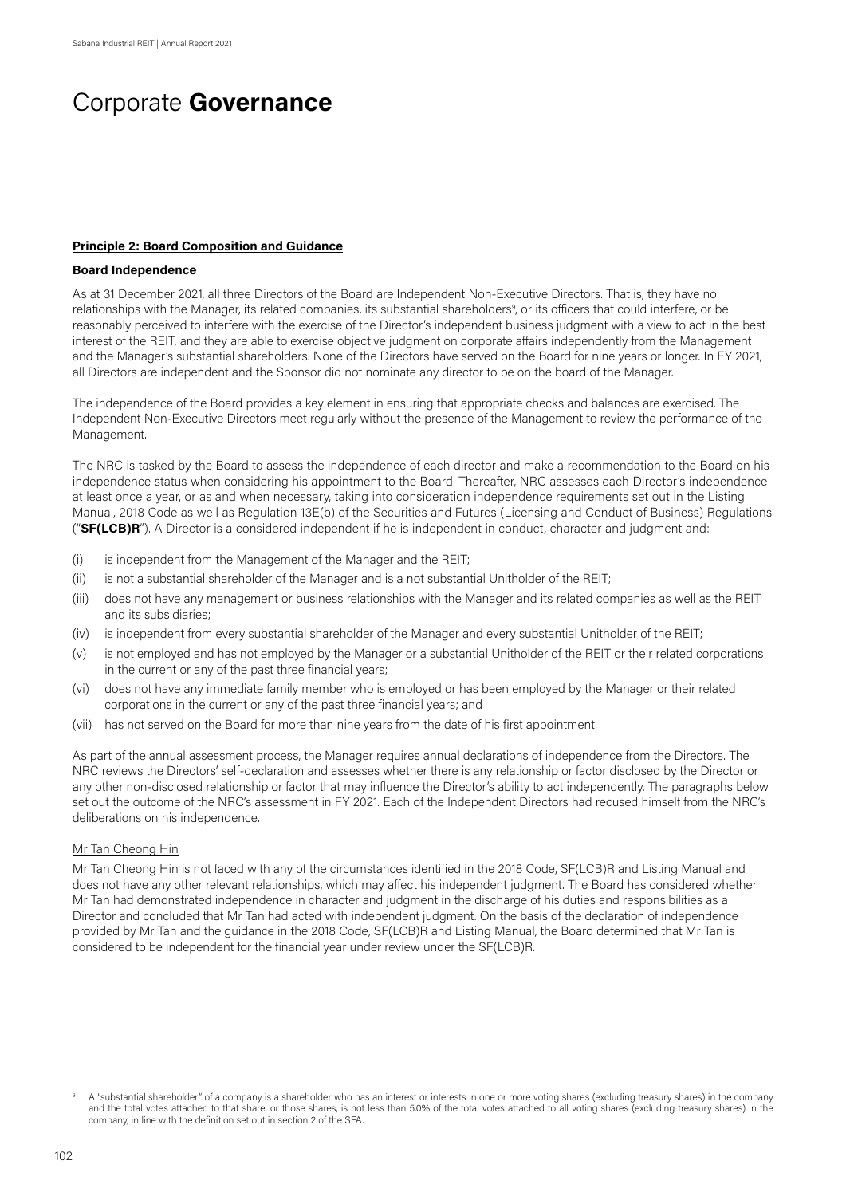# Corporate **Governance**

**Principle 2: Board Composition and Guidance**

**Board Independence**

As at 31 December 2021, all three Directors of the Board are Independent Non-Executive Directors. That is, they have no relationships with the Manager, its related companies, its substantial shareholders[9], or its officers that could interfere, or be reasonably perceived to interfere with the exercise of the Director's independent business judgment with a view to act in the best interest of the REIT, and they are able to exercise objective judgment on corporate affairs independently from the Management and the Manager's substantial shareholders. None of the Directors have served on the Board for nine years or longer. In FY 2021, all Directors are independent and the Sponsor did not nominate any director to be on the board of the Manager.

The independence of the Board provides a key element in ensuring that appropriate checks and balances are exercised. The Independent Non-Executive Directors meet regularly without the presence of the Management to review the performance of the Management.

The NRC is tasked by the Board to assess the independence of each director and make a recommendation to the Board on his independence status when considering his appointment to the Board. Thereafter, NRC assesses each Director's independence at least once a year, or as and when necessary, taking into consideration independence requirements set out in the Listing Manual, 2018 Code as well as Regulation 13E(b) of the Securities and Futures (Licensing and Conduct of Business) Regulations ("**SF(LCB)R**"). A Director is a considered independent if he is independent in conduct, character and judgment and:

- (i) is independent from the Management of the Manager and the REIT;
- (ii) is not a substantial shareholder of the Manager and is a not substantial Unitholder of the REIT;
- (iii) does not have any management or business relationships with the Manager and its related companies as well as the REIT and its subsidiaries;
- (iv) is independent from every substantial shareholder of the Manager and every substantial Unitholder of the REIT;
- (v) is not employed and has not employed by the Manager or a substantial Unitholder of the REIT or their related corporations in the current or any of the past three financial years;
- (vi) does not have any immediate family member who is employed or has been employed by the Manager or their related corporations in the current or any of the past three financial years; and
- (vii) has not served on the Board for more than nine years from the date of his first appointment.

As part of the annual assessment process, the Manager requires annual declarations of independence from the Directors. The NRC reviews the Directors' self-declaration and assesses whether there is any relationship or factor disclosed by the Director or any other non-disclosed relationship or factor that may influence the Director's ability to act independently. The paragraphs below set out the outcome of the NRC's assessment in FY 2021. Each of the Independent Directors had recused himself from the NRC's deliberations on his independence.

Mr Tan Cheong Hin

Mr Tan Cheong Hin is not faced with any of the circumstances identified in the 2018 Code, SF(LCB)R and Listing Manual and does not have any other relevant relationships, which may affect his independent judgment. The Board has considered whether Mr Tan had demonstrated independence in character and judgment in the discharge of his duties and responsibilities as a Director and concluded that Mr Tan had acted with independent judgment. On the basis of the declaration of independence provided by Mr Tan and the guidance in the 2018 Code, SF(LCB)R and Listing Manual, the Board determined that Mr Tan is considered to be independent for the financial year under review under the SF(LCB)R.

[9] A "substantial shareholder" of a company is a shareholder who has an interest or interests in one or more voting shares (excluding treasury shares) in the company and the total votes attached to that share, or those shares, is not less than 5.0% of the total votes attached to all voting shares (excluding treasury shares) in the company, in line with the definition set out in section 2 of the SFA.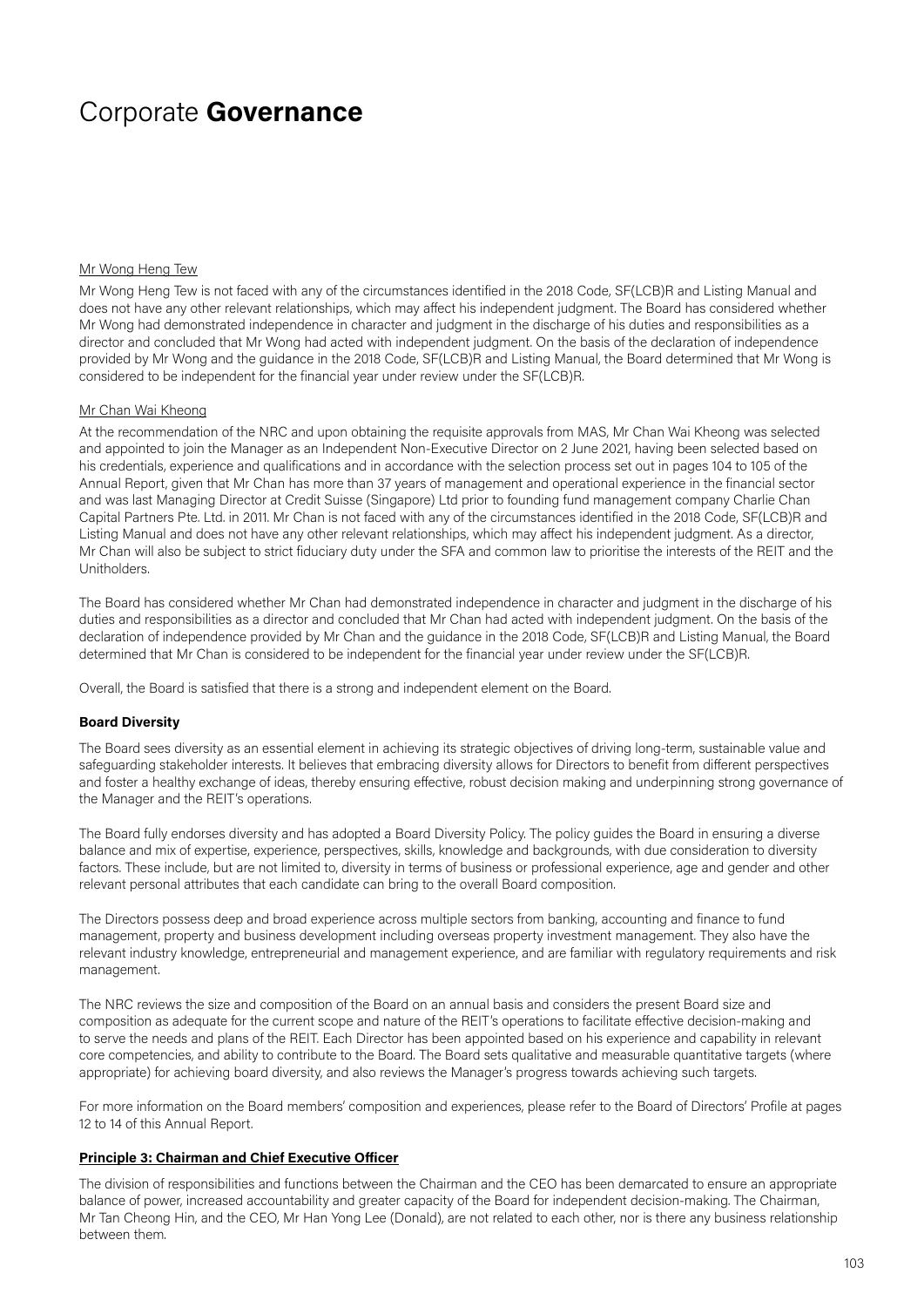# Corporate **Governance**

Mr Wong Heng Tew

Mr Wong Heng Tew is not faced with any of the circumstances identified in the 2018 Code, SF(LCB)R and Listing Manual and does not have any other relevant relationships, which may affect his independent judgment. The Board has considered whether Mr Wong had demonstrated independence in character and judgment in the discharge of his duties and responsibilities as a director and concluded that Mr Wong had acted with independent judgment. On the basis of the declaration of independence provided by Mr Wong and the guidance in the 2018 Code, SF(LCB)R and Listing Manual, the Board determined that Mr Wong is considered to be independent for the financial year under review under the SF(LCB)R.

Mr Chan Wai Kheong

At the recommendation of the NRC and upon obtaining the requisite approvals from MAS, Mr Chan Wai Kheong was selected and appointed to join the Manager as an Independent Non-Executive Director on 2 June 2021, having been selected based on his credentials, experience and qualifications and in accordance with the selection process set out in pages 104 to 105 of the Annual Report, given that Mr Chan has more than 37 years of management and operational experience in the financial sector and was last Managing Director at Credit Suisse (Singapore) Ltd prior to founding fund management company Charlie Chan Capital Partners Pte. Ltd. in 2011. Mr Chan is not faced with any of the circumstances identified in the 2018 Code, SF(LCB)R and Listing Manual and does not have any other relevant relationships, which may affect his independent judgment. As a director, Mr Chan will also be subject to strict fiduciary duty under the SFA and common law to prioritise the interests of the REIT and the Unitholders.

The Board has considered whether Mr Chan had demonstrated independence in character and judgment in the discharge of his duties and responsibilities as a director and concluded that Mr Chan had acted with independent judgment. On the basis of the declaration of independence provided by Mr Chan and the guidance in the 2018 Code, SF(LCB)R and Listing Manual, the Board determined that Mr Chan is considered to be independent for the financial year under review under the SF(LCB)R.

Overall, the Board is satisfied that there is a strong and independent element on the Board.

**Board Diversity**

The Board sees diversity as an essential element in achieving its strategic objectives of driving long-term, sustainable value and safeguarding stakeholder interests. It believes that embracing diversity allows for Directors to benefit from different perspectives and foster a healthy exchange of ideas, thereby ensuring effective, robust decision making and underpinning strong governance of the Manager and the REIT's operations.

The Board fully endorses diversity and has adopted a Board Diversity Policy. The policy guides the Board in ensuring a diverse balance and mix of expertise, experience, perspectives, skills, knowledge and backgrounds, with due consideration to diversity factors. These include, but are not limited to, diversity in terms of business or professional experience, age and gender and other relevant personal attributes that each candidate can bring to the overall Board composition.

The Directors possess deep and broad experience across multiple sectors from banking, accounting and finance to fund management, property and business development including overseas property investment management. They also have the relevant industry knowledge, entrepreneurial and management experience, and are familiar with regulatory requirements and risk management.

The NRC reviews the size and composition of the Board on an annual basis and considers the present Board size and composition as adequate for the current scope and nature of the REIT's operations to facilitate effective decision-making and to serve the needs and plans of the REIT. Each Director has been appointed based on his experience and capability in relevant core competencies, and ability to contribute to the Board. The Board sets qualitative and measurable quantitative targets (where appropriate) for achieving board diversity, and also reviews the Manager's progress towards achieving such targets.

For more information on the Board members' composition and experiences, please refer to the Board of Directors' Profile at pages 12 to 14 of this Annual Report.

**Principle 3: Chairman and Chief Executive Officer**

The division of responsibilities and functions between the Chairman and the CEO has been demarcated to ensure an appropriate balance of power, increased accountability and greater capacity of the Board for independent decision-making. The Chairman, Mr Tan Cheong Hin, and the CEO, Mr Han Yong Lee (Donald), are not related to each other, nor is there any business relationship between them.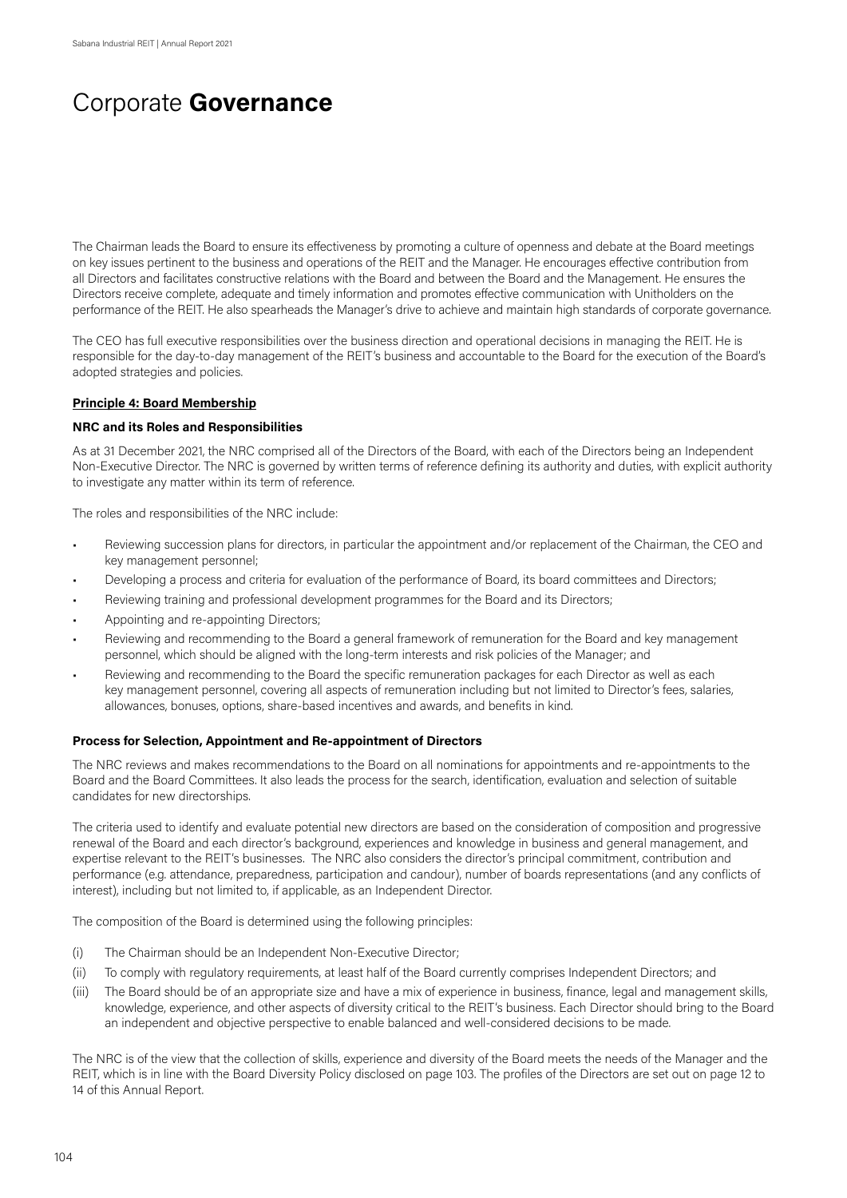// Corporate **Governance** is a page title (repeated header?) — it appears as section header on each page likely; keep as heading.

# Corporate **Governance**

The Chairman leads the Board to ensure its effectiveness by promoting a culture of openness and debate at the Board meetings on key issues pertinent to the business and operations of the REIT and the Manager. He encourages effective contribution from all Directors and facilitates constructive relations with the Board and between the Board and the Management. He ensures the Directors receive complete, adequate and timely information and promotes effective communication with Unitholders on the performance of the REIT. He also spearheads the Manager's drive to achieve and maintain high standards of corporate governance.

The CEO has full executive responsibilities over the business direction and operational decisions in managing the REIT. He is responsible for the day-to-day management of the REIT's business and accountable to the Board for the execution of the Board's adopted strategies and policies.

**Principle 4: Board Membership**

**NRC and its Roles and Responsibilities**

As at 31 December 2021, the NRC comprised all of the Directors of the Board, with each of the Directors being an Independent Non-Executive Director. The NRC is governed by written terms of reference defining its authority and duties, with explicit authority to investigate any matter within its term of reference.

The roles and responsibilities of the NRC include:

- Reviewing succession plans for directors, in particular the appointment and/or replacement of the Chairman, the CEO and key management personnel;
- Developing a process and criteria for evaluation of the performance of Board, its board committees and Directors;
- Reviewing training and professional development programmes for the Board and its Directors;
- Appointing and re-appointing Directors;
- Reviewing and recommending to the Board a general framework of remuneration for the Board and key management personnel, which should be aligned with the long-term interests and risk policies of the Manager; and
- Reviewing and recommending to the Board the specific remuneration packages for each Director as well as each key management personnel, covering all aspects of remuneration including but not limited to Director's fees, salaries, allowances, bonuses, options, share-based incentives and awards, and benefits in kind.

**Process for Selection, Appointment and Re-appointment of Directors**

The NRC reviews and makes recommendations to the Board on all nominations for appointments and re-appointments to the Board and the Board Committees. It also leads the process for the search, identification, evaluation and selection of suitable candidates for new directorships.

The criteria used to identify and evaluate potential new directors are based on the consideration of composition and progressive renewal of the Board and each director's background, experiences and knowledge in business and general management, and expertise relevant to the REIT's businesses. The NRC also considers the director's principal commitment, contribution and performance (e.g. attendance, preparedness, participation and candour), number of boards representations (and any conflicts of interest), including but not limited to, if applicable, as an Independent Director.

The composition of the Board is determined using the following principles:

(i) The Chairman should be an Independent Non-Executive Director;

(ii) To comply with regulatory requirements, at least half of the Board currently comprises Independent Directors; and

(iii) The Board should be of an appropriate size and have a mix of experience in business, finance, legal and management skills, knowledge, experience, and other aspects of diversity critical to the REIT's business. Each Director should bring to the Board an independent and objective perspective to enable balanced and well-considered decisions to be made.

The NRC is of the view that the collection of skills, experience and diversity of the Board meets the needs of the Manager and the REIT, which is in line with the Board Diversity Policy disclosed on page 103. The profiles of the Directors are set out on page 12 to 14 of this Annual Report.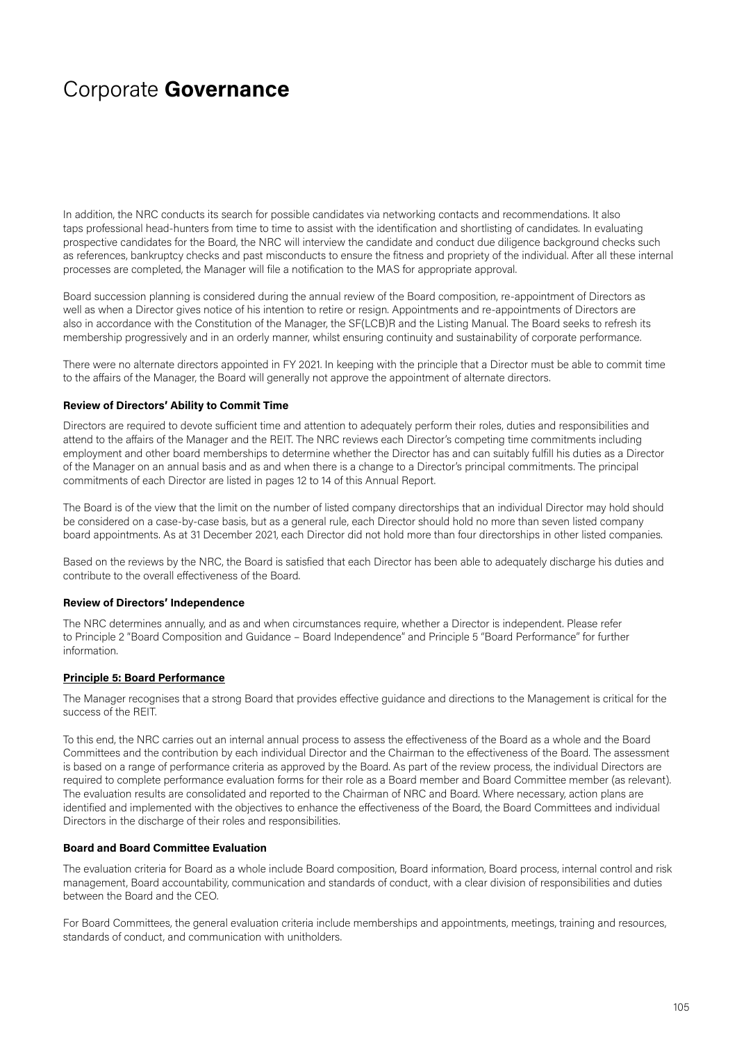# Corporate **Governance**

In addition, the NRC conducts its search for possible candidates via networking contacts and recommendations. It also taps professional head-hunters from time to time to assist with the identification and shortlisting of candidates. In evaluating prospective candidates for the Board, the NRC will interview the candidate and conduct due diligence background checks such as references, bankruptcy checks and past misconducts to ensure the fitness and propriety of the individual. After all these internal processes are completed, the Manager will file a notification to the MAS for appropriate approval.

Board succession planning is considered during the annual review of the Board composition, re-appointment of Directors as well as when a Director gives notice of his intention to retire or resign. Appointments and re-appointments of Directors are also in accordance with the Constitution of the Manager, the SF(LCB)R and the Listing Manual. The Board seeks to refresh its membership progressively and in an orderly manner, whilst ensuring continuity and sustainability of corporate performance.

There were no alternate directors appointed in FY 2021. In keeping with the principle that a Director must be able to commit time to the affairs of the Manager, the Board will generally not approve the appointment of alternate directors.

**Review of Directors' Ability to Commit Time**

Directors are required to devote sufficient time and attention to adequately perform their roles, duties and responsibilities and attend to the affairs of the Manager and the REIT. The NRC reviews each Director's competing time commitments including employment and other board memberships to determine whether the Director has and can suitably fulfill his duties as a Director of the Manager on an annual basis and as and when there is a change to a Director's principal commitments. The principal commitments of each Director are listed in pages 12 to 14 of this Annual Report.

The Board is of the view that the limit on the number of listed company directorships that an individual Director may hold should be considered on a case-by-case basis, but as a general rule, each Director should hold no more than seven listed company board appointments. As at 31 December 2021, each Director did not hold more than four directorships in other listed companies.

Based on the reviews by the NRC, the Board is satisfied that each Director has been able to adequately discharge his duties and contribute to the overall effectiveness of the Board.

**Review of Directors' Independence**

The NRC determines annually, and as and when circumstances require, whether a Director is independent. Please refer to Principle 2 "Board Composition and Guidance – Board Independence" and Principle 5 "Board Performance" for further information.

**Principle 5: Board Performance**

The Manager recognises that a strong Board that provides effective guidance and directions to the Management is critical for the success of the REIT.

To this end, the NRC carries out an internal annual process to assess the effectiveness of the Board as a whole and the Board Committees and the contribution by each individual Director and the Chairman to the effectiveness of the Board. The assessment is based on a range of performance criteria as approved by the Board. As part of the review process, the individual Directors are required to complete performance evaluation forms for their role as a Board member and Board Committee member (as relevant). The evaluation results are consolidated and reported to the Chairman of NRC and Board. Where necessary, action plans are identified and implemented with the objectives to enhance the effectiveness of the Board, the Board Committees and individual Directors in the discharge of their roles and responsibilities.

**Board and Board Committee Evaluation**

The evaluation criteria for Board as a whole include Board composition, Board information, Board process, internal control and risk management, Board accountability, communication and standards of conduct, with a clear division of responsibilities and duties between the Board and the CEO.

For Board Committees, the general evaluation criteria include memberships and appointments, meetings, training and resources, standards of conduct, and communication with unitholders.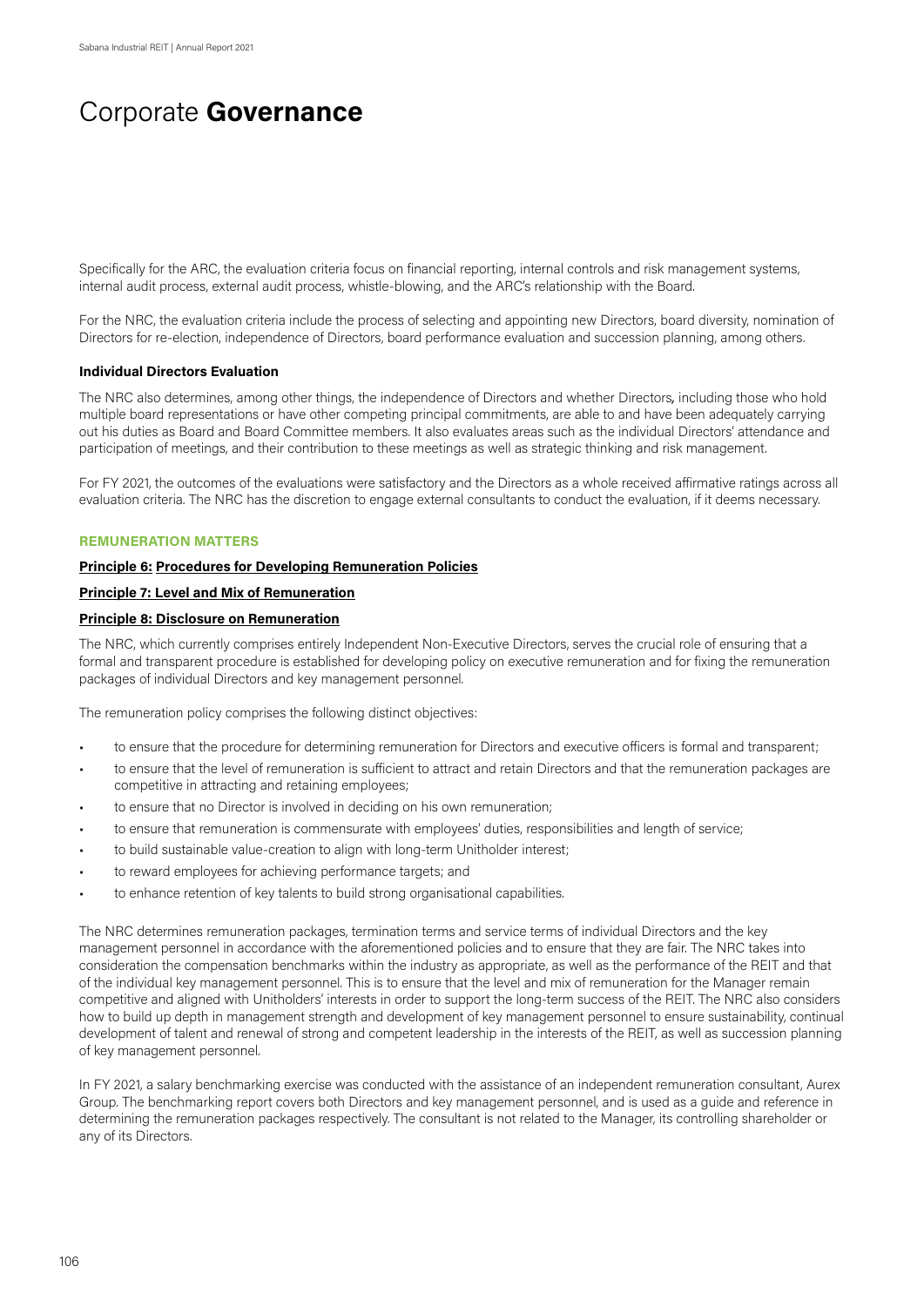# Corporate **Governance**

Specifically for the ARC, the evaluation criteria focus on financial reporting, internal controls and risk management systems, internal audit process, external audit process, whistle-blowing, and the ARC's relationship with the Board.

For the NRC, the evaluation criteria include the process of selecting and appointing new Directors, board diversity, nomination of Directors for re-election, independence of Directors, board performance evaluation and succession planning, among others.

**Individual Directors Evaluation**

The NRC also determines, among other things, the independence of Directors and whether Directors, including those who hold multiple board representations or have other competing principal commitments, are able to and have been adequately carrying out his duties as Board and Board Committee members. It also evaluates areas such as the individual Directors' attendance and participation of meetings, and their contribution to these meetings as well as strategic thinking and risk management.

For FY 2021, the outcomes of the evaluations were satisfactory and the Directors as a whole received affirmative ratings across all evaluation criteria. The NRC has the discretion to engage external consultants to conduct the evaluation, if it deems necessary.

## REMUNERATION MATTERS

**Principle 6: Procedures for Developing Remuneration Policies**

**Principle 7: Level and Mix of Remuneration**

**Principle 8: Disclosure on Remuneration**

The NRC, which currently comprises entirely Independent Non-Executive Directors, serves the crucial role of ensuring that a formal and transparent procedure is established for developing policy on executive remuneration and for fixing the remuneration packages of individual Directors and key management personnel.

The remuneration policy comprises the following distinct objectives:

- to ensure that the procedure for determining remuneration for Directors and executive officers is formal and transparent;
- to ensure that the level of remuneration is sufficient to attract and retain Directors and that the remuneration packages are competitive in attracting and retaining employees;
- to ensure that no Director is involved in deciding on his own remuneration;
- to ensure that remuneration is commensurate with employees' duties, responsibilities and length of service;
- to build sustainable value-creation to align with long-term Unitholder interest;
- to reward employees for achieving performance targets; and
- to enhance retention of key talents to build strong organisational capabilities.

The NRC determines remuneration packages, termination terms and service terms of individual Directors and the key management personnel in accordance with the aforementioned policies and to ensure that they are fair. The NRC takes into consideration the compensation benchmarks within the industry as appropriate, as well as the performance of the REIT and that of the individual key management personnel. This is to ensure that the level and mix of remuneration for the Manager remain competitive and aligned with Unitholders' interests in order to support the long-term success of the REIT. The NRC also considers how to build up depth in management strength and development of key management personnel to ensure sustainability, continual development of talent and renewal of strong and competent leadership in the interests of the REIT, as well as succession planning of key management personnel.

In FY 2021, a salary benchmarking exercise was conducted with the assistance of an independent remuneration consultant, Aurex Group. The benchmarking report covers both Directors and key management personnel, and is used as a guide and reference in determining the remuneration packages respectively. The consultant is not related to the Manager, its controlling shareholder or any of its Directors.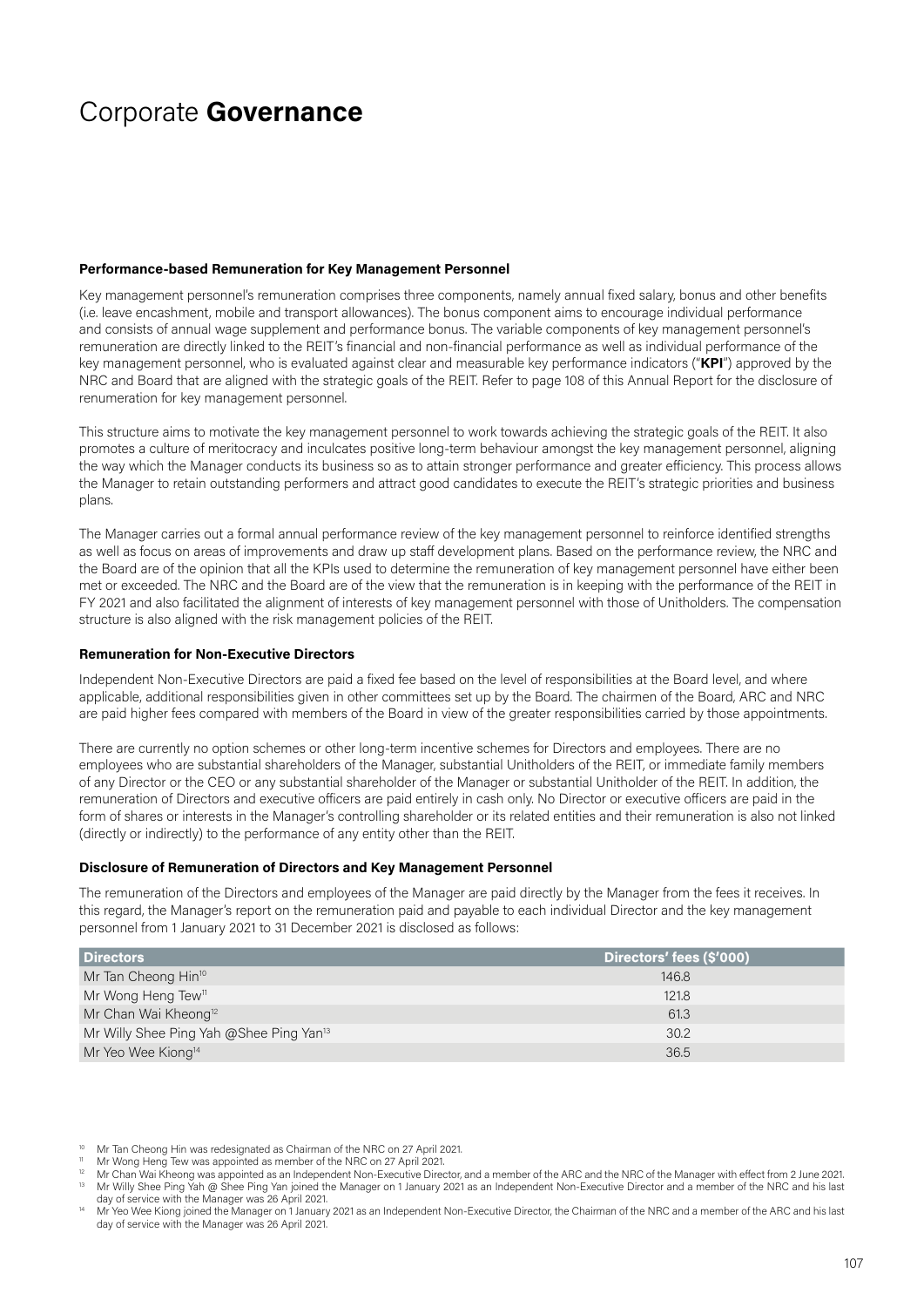# Corporate **Governance**

### Performance-based Remuneration for Key Management Personnel

Key management personnel's remuneration comprises three components, namely annual fixed salary, bonus and other benefits (i.e. leave encashment, mobile and transport allowances). The bonus component aims to encourage individual performance and consists of annual wage supplement and performance bonus. The variable components of key management personnel's remuneration are directly linked to the REIT's financial and non-financial performance as well as individual performance of the key management personnel, who is evaluated against clear and measurable key performance indicators ("**KPI**") approved by the NRC and Board that are aligned with the strategic goals of the REIT. Refer to page 108 of this Annual Report for the disclosure of renumeration for key management personnel.

This structure aims to motivate the key management personnel to work towards achieving the strategic goals of the REIT. It also promotes a culture of meritocracy and inculcates positive long-term behaviour amongst the key management personnel, aligning the way which the Manager conducts its business so as to attain stronger performance and greater efficiency. This process allows the Manager to retain outstanding performers and attract good candidates to execute the REIT's strategic priorities and business plans.

The Manager carries out a formal annual performance review of the key management personnel to reinforce identified strengths as well as focus on areas of improvements and draw up staff development plans. Based on the performance review, the NRC and the Board are of the opinion that all the KPIs used to determine the remuneration of key management personnel have either been met or exceeded. The NRC and the Board are of the view that the remuneration is in keeping with the performance of the REIT in FY 2021 and also facilitated the alignment of interests of key management personnel with those of Unitholders. The compensation structure is also aligned with the risk management policies of the REIT.

### Remuneration for Non-Executive Directors

Independent Non-Executive Directors are paid a fixed fee based on the level of responsibilities at the Board level, and where applicable, additional responsibilities given in other committees set up by the Board. The chairmen of the Board, ARC and NRC are paid higher fees compared with members of the Board in view of the greater responsibilities carried by those appointments.

There are currently no option schemes or other long-term incentive schemes for Directors and employees. There are no employees who are substantial shareholders of the Manager, substantial Unitholders of the REIT, or immediate family members of any Director or the CEO or any substantial shareholder of the Manager or substantial Unitholder of the REIT. In addition, the remuneration of Directors and executive officers are paid entirely in cash only. No Director or executive officers are paid in the form of shares or interests in the Manager's controlling shareholder or its related entities and their remuneration is also not linked (directly or indirectly) to the performance of any entity other than the REIT.

### Disclosure of Remuneration of Directors and Key Management Personnel

The remuneration of the Directors and employees of the Manager are paid directly by the Manager from the fees it receives. In this regard, the Manager's report on the remuneration paid and payable to each individual Director and the key management personnel from 1 January 2021 to 31 December 2021 is disclosed as follows:

| Directors | Directors' fees ($'000) |
|---|---|
| Mr Tan Cheong Hin[10] | 146.8 |
| Mr Wong Heng Tew[11] | 121.8 |
| Mr Chan Wai Kheong[12] | 61.3 |
| Mr Willy Shee Ping Yah @Shee Ping Yan[13] | 30.2 |
| Mr Yeo Wee Kiong[14] | 36.5 |

[10] Mr Tan Cheong Hin was redesignated as Chairman of the NRC on 27 April 2021.
[11] Mr Wong Heng Tew was appointed as member of the NRC on 27 April 2021.
[12] Mr Chan Wai Kheong was appointed as an Independent Non-Executive Director, and a member of the ARC and the NRC of the Manager with effect from 2 June 2021.
[13] Mr Willy Shee Ping Yah @ Shee Ping Yan joined the Manager on 1 January 2021 as an Independent Non-Executive Director and a member of the NRC and his last day of service with the Manager was 26 April 2021.
[14] Mr Yeo Wee Kiong joined the Manager on 1 January 2021 as an Independent Non-Executive Director, the Chairman of the NRC and a member of the ARC and his last day of service with the Manager was 26 April 2021.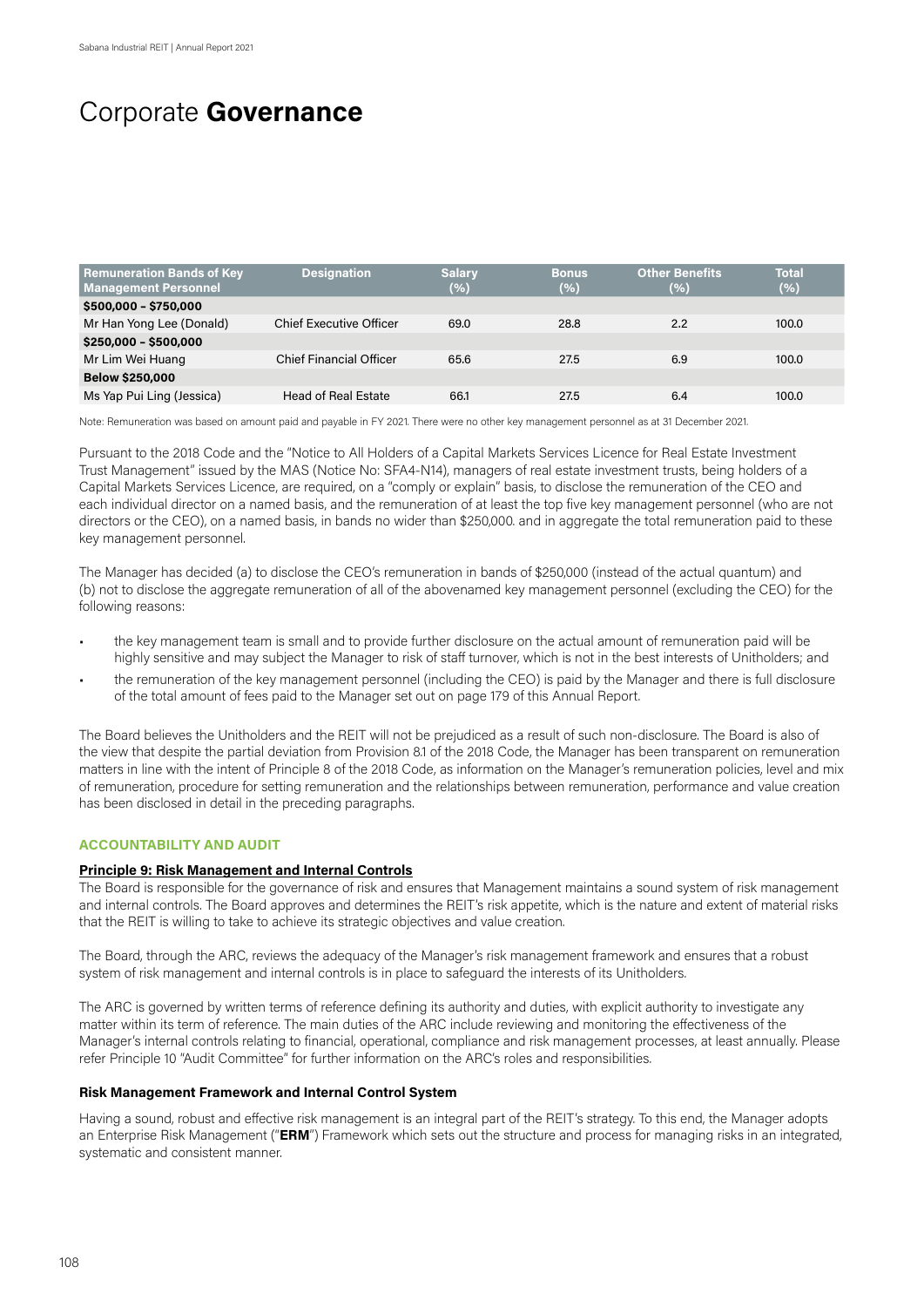# Corporate **Governance**

| Remuneration Bands of Key Management Personnel | Designation | Salary (%) | Bonus (%) | Other Benefits (%) | Total (%) |
|---|---|---|---|---|---|
| **$500,000 – $750,000** | | | | | |
| Mr Han Yong Lee (Donald) | Chief Executive Officer | 69.0 | 28.8 | 2.2 | 100.0 |
| **$250,000 – $500,000** | | | | | |
| Mr Lim Wei Huang | Chief Financial Officer | 65.6 | 27.5 | 6.9 | 100.0 |
| **Below $250,000** | | | | | |
| Ms Yap Pui Ling (Jessica) | Head of Real Estate | 66.1 | 27.5 | 6.4 | 100.0 |

Note: Remuneration was based on amount paid and payable in FY 2021. There were no other key management personnel as at 31 December 2021.

Pursuant to the 2018 Code and the "Notice to All Holders of a Capital Markets Services Licence for Real Estate Investment Trust Management" issued by the MAS (Notice No: SFA4-N14), managers of real estate investment trusts, being holders of a Capital Markets Services Licence, are required, on a "comply or explain" basis, to disclose the remuneration of the CEO and each individual director on a named basis, and the remuneration of at least the top five key management personnel (who are not directors or the CEO), on a named basis, in bands no wider than $250,000. and in aggregate the total remuneration paid to these key management personnel.

The Manager has decided (a) to disclose the CEO's remuneration in bands of $250,000 (instead of the actual quantum) and (b) not to disclose the aggregate remuneration of all of the abovenamed key management personnel (excluding the CEO) for the following reasons:

- the key management team is small and to provide further disclosure on the actual amount of remuneration paid will be highly sensitive and may subject the Manager to risk of staff turnover, which is not in the best interests of Unitholders; and
- the remuneration of the key management personnel (including the CEO) is paid by the Manager and there is full disclosure of the total amount of fees paid to the Manager set out on page 179 of this Annual Report.

The Board believes the Unitholders and the REIT will not be prejudiced as a result of such non-disclosure. The Board is also of the view that despite the partial deviation from Provision 8.1 of the 2018 Code, the Manager has been transparent on remuneration matters in line with the intent of Principle 8 of the 2018 Code, as information on the Manager's remuneration policies, level and mix of remuneration, procedure for setting remuneration and the relationships between remuneration, performance and value creation has been disclosed in detail in the preceding paragraphs.

## ACCOUNTABILITY AND AUDIT

### Principle 9: Risk Management and Internal Controls

The Board is responsible for the governance of risk and ensures that Management maintains a sound system of risk management and internal controls. The Board approves and determines the REIT's risk appetite, which is the nature and extent of material risks that the REIT is willing to take to achieve its strategic objectives and value creation.

The Board, through the ARC, reviews the adequacy of the Manager's risk management framework and ensures that a robust system of risk management and internal controls is in place to safeguard the interests of its Unitholders.

The ARC is governed by written terms of reference defining its authority and duties, with explicit authority to investigate any matter within its term of reference. The main duties of the ARC include reviewing and monitoring the effectiveness of the Manager's internal controls relating to financial, operational, compliance and risk management processes, at least annually. Please refer Principle 10 "Audit Committee" for further information on the ARC's roles and responsibilities.

### Risk Management Framework and Internal Control System

Having a sound, robust and effective risk management is an integral part of the REIT's strategy. To this end, the Manager adopts an Enterprise Risk Management ("**ERM**") Framework which sets out the structure and process for managing risks in an integrated, systematic and consistent manner.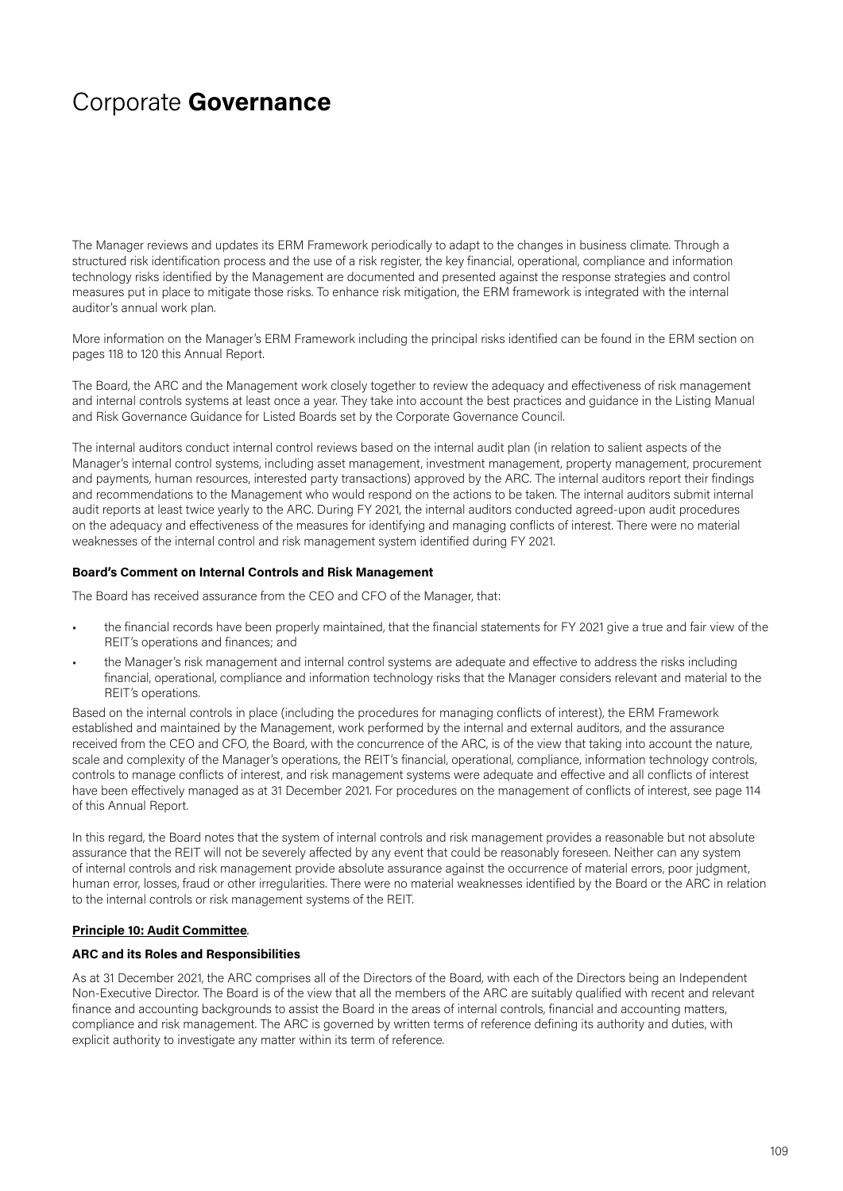# Corporate **Governance**

The Manager reviews and updates its ERM Framework periodically to adapt to the changes in business climate. Through a structured risk identification process and the use of a risk register, the key financial, operational, compliance and information technology risks identified by the Management are documented and presented against the response strategies and control measures put in place to mitigate those risks. To enhance risk mitigation, the ERM framework is integrated with the internal auditor's annual work plan.

More information on the Manager's ERM Framework including the principal risks identified can be found in the ERM section on pages 118 to 120 this Annual Report.

The Board, the ARC and the Management work closely together to review the adequacy and effectiveness of risk management and internal controls systems at least once a year. They take into account the best practices and guidance in the Listing Manual and Risk Governance Guidance for Listed Boards set by the Corporate Governance Council.

The internal auditors conduct internal control reviews based on the internal audit plan (in relation to salient aspects of the Manager's internal control systems, including asset management, investment management, property management, procurement and payments, human resources, interested party transactions) approved by the ARC. The internal auditors report their findings and recommendations to the Management who would respond on the actions to be taken. The internal auditors submit internal audit reports at least twice yearly to the ARC. During FY 2021, the internal auditors conducted agreed-upon audit procedures on the adequacy and effectiveness of the measures for identifying and managing conflicts of interest. There were no material weaknesses of the internal control and risk management system identified during FY 2021.

**Board's Comment on Internal Controls and Risk Management**

The Board has received assurance from the CEO and CFO of the Manager, that:

- the financial records have been properly maintained, that the financial statements for FY 2021 give a true and fair view of the REIT's operations and finances; and
- the Manager's risk management and internal control systems are adequate and effective to address the risks including financial, operational, compliance and information technology risks that the Manager considers relevant and material to the REIT's operations.

Based on the internal controls in place (including the procedures for managing conflicts of interest), the ERM Framework established and maintained by the Management, work performed by the internal and external auditors, and the assurance received from the CEO and CFO, the Board, with the concurrence of the ARC, is of the view that taking into account the nature, scale and complexity of the Manager's operations, the REIT's financial, operational, compliance, information technology controls, controls to manage conflicts of interest, and risk management systems were adequate and effective and all conflicts of interest have been effectively managed as at 31 December 2021. For procedures on the management of conflicts of interest, see page 114 of this Annual Report.

In this regard, the Board notes that the system of internal controls and risk management provides a reasonable but not absolute assurance that the REIT will not be severely affected by any event that could be reasonably foreseen. Neither can any system of internal controls and risk management provide absolute assurance against the occurrence of material errors, poor judgment, human error, losses, fraud or other irregularities. There were no material weaknesses identified by the Board or the ARC in relation to the internal controls or risk management systems of the REIT.

**Principle 10: Audit Committee**.

**ARC and its Roles and Responsibilities**

As at 31 December 2021, the ARC comprises all of the Directors of the Board, with each of the Directors being an Independent Non-Executive Director. The Board is of the view that all the members of the ARC are suitably qualified with recent and relevant finance and accounting backgrounds to assist the Board in the areas of internal controls, financial and accounting matters, compliance and risk management. The ARC is governed by written terms of reference defining its authority and duties, with explicit authority to investigate any matter within its term of reference.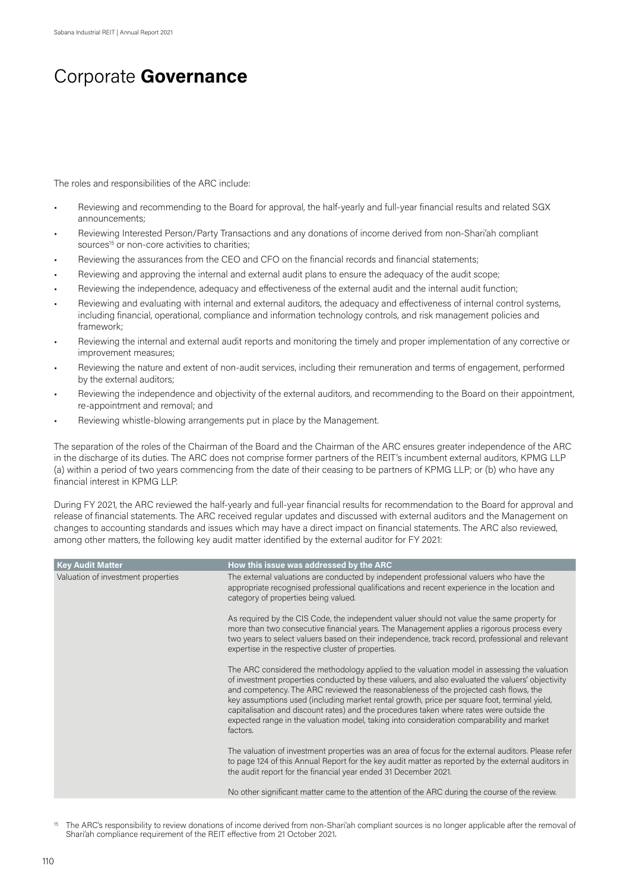# Corporate **Governance**

The roles and responsibilities of the ARC include:

- Reviewing and recommending to the Board for approval, the half-yearly and full-year financial results and related SGX announcements;
- Reviewing Interested Person/Party Transactions and any donations of income derived from non-Shari'ah compliant sources[15] or non-core activities to charities;
- Reviewing the assurances from the CEO and CFO on the financial records and financial statements;
- Reviewing and approving the internal and external audit plans to ensure the adequacy of the audit scope;
- Reviewing the independence, adequacy and effectiveness of the external audit and the internal audit function;
- Reviewing and evaluating with internal and external auditors, the adequacy and effectiveness of internal control systems, including financial, operational, compliance and information technology controls, and risk management policies and framework;
- Reviewing the internal and external audit reports and monitoring the timely and proper implementation of any corrective or improvement measures;
- Reviewing the nature and extent of non-audit services, including their remuneration and terms of engagement, performed by the external auditors;
- Reviewing the independence and objectivity of the external auditors, and recommending to the Board on their appointment, re-appointment and removal; and
- Reviewing whistle-blowing arrangements put in place by the Management.

The separation of the roles of the Chairman of the Board and the Chairman of the ARC ensures greater independence of the ARC in the discharge of its duties. The ARC does not comprise former partners of the REIT's incumbent external auditors, KPMG LLP (a) within a period of two years commencing from the date of their ceasing to be partners of KPMG LLP; or (b) who have any financial interest in KPMG LLP.

During FY 2021, the ARC reviewed the half-yearly and full-year financial results for recommendation to the Board for approval and release of financial statements. The ARC received regular updates and discussed with external auditors and the Management on changes to accounting standards and issues which may have a direct impact on financial statements. The ARC also reviewed, among other matters, the following key audit matter identified by the external auditor for FY 2021:

| Key Audit Matter | How this issue was addressed by the ARC |
|---|---|
| Valuation of investment properties | The external valuations are conducted by independent professional valuers who have the appropriate recognised professional qualifications and recent experience in the location and category of properties being valued.<br><br>As required by the CIS Code, the independent valuer should not value the same property for more than two consecutive financial years. The Management applies a rigorous process every two years to select valuers based on their independence, track record, professional and relevant expertise in the respective cluster of properties.<br><br>The ARC considered the methodology applied to the valuation model in assessing the valuation of investment properties conducted by these valuers, and also evaluated the valuers' objectivity and competency. The ARC reviewed the reasonableness of the projected cash flows, the key assumptions used (including market rental growth, price per square foot, terminal yield, capitalisation and discount rates) and the procedures taken where rates were outside the expected range in the valuation model, taking into consideration comparability and market factors.<br><br>The valuation of investment properties was an area of focus for the external auditors. Please refer to page 124 of this Annual Report for the key audit matter as reported by the external auditors in the audit report for the financial year ended 31 December 2021.<br><br>No other significant matter came to the attention of the ARC during the course of the review. |

[15] The ARC's responsibility to review donations of income derived from non-Shari'ah compliant sources is no longer applicable after the removal of Shari'ah compliance requirement of the REIT effective from 21 October 2021.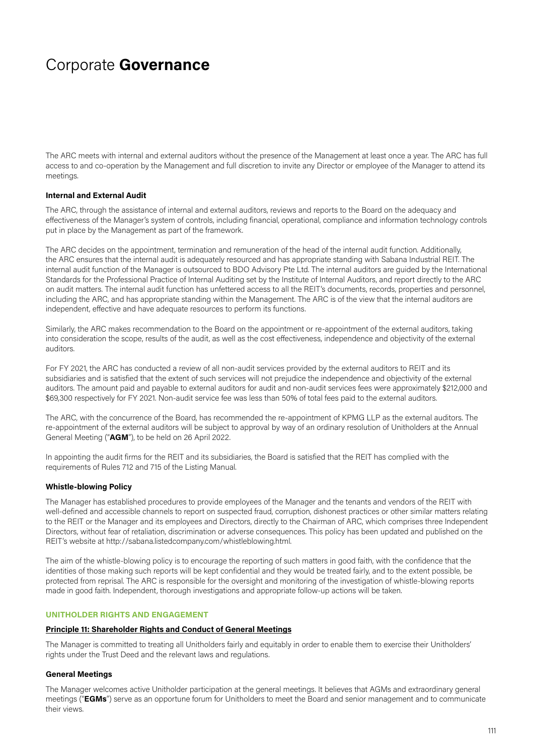# Corporate **Governance**

The ARC meets with internal and external auditors without the presence of the Management at least once a year. The ARC has full access to and co-operation by the Management and full discretion to invite any Director or employee of the Manager to attend its meetings.

**Internal and External Audit**

The ARC, through the assistance of internal and external auditors, reviews and reports to the Board on the adequacy and effectiveness of the Manager's system of controls, including financial, operational, compliance and information technology controls put in place by the Management as part of the framework.

The ARC decides on the appointment, termination and remuneration of the head of the internal audit function. Additionally, the ARC ensures that the internal audit is adequately resourced and has appropriate standing with Sabana Industrial REIT. The internal audit function of the Manager is outsourced to BDO Advisory Pte Ltd. The internal auditors are guided by the International Standards for the Professional Practice of Internal Auditing set by the Institute of Internal Auditors, and report directly to the ARC on audit matters. The internal audit function has unfettered access to all the REIT's documents, records, properties and personnel, including the ARC, and has appropriate standing within the Management. The ARC is of the view that the internal auditors are independent, effective and have adequate resources to perform its functions.

Similarly, the ARC makes recommendation to the Board on the appointment or re-appointment of the external auditors, taking into consideration the scope, results of the audit, as well as the cost effectiveness, independence and objectivity of the external auditors.

For FY 2021, the ARC has conducted a review of all non-audit services provided by the external auditors to REIT and its subsidiaries and is satisfied that the extent of such services will not prejudice the independence and objectivity of the external auditors. The amount paid and payable to external auditors for audit and non-audit services fees were approximately $212,000 and $69,300 respectively for FY 2021. Non-audit service fee was less than 50% of total fees paid to the external auditors.

The ARC, with the concurrence of the Board, has recommended the re-appointment of KPMG LLP as the external auditors. The re-appointment of the external auditors will be subject to approval by way of an ordinary resolution of Unitholders at the Annual General Meeting ("**AGM**"), to be held on 26 April 2022.

In appointing the audit firms for the REIT and its subsidiaries, the Board is satisfied that the REIT has complied with the requirements of Rules 712 and 715 of the Listing Manual.

**Whistle-blowing Policy**

The Manager has established procedures to provide employees of the Manager and the tenants and vendors of the REIT with well-defined and accessible channels to report on suspected fraud, corruption, dishonest practices or other similar matters relating to the REIT or the Manager and its employees and Directors, directly to the Chairman of ARC, which comprises three Independent Directors, without fear of retaliation, discrimination or adverse consequences. This policy has been updated and published on the REIT's website at http://sabana.listedcompany.com/whistleblowing.html.

The aim of the whistle-blowing policy is to encourage the reporting of such matters in good faith, with the confidence that the identities of those making such reports will be kept confidential and they would be treated fairly, and to the extent possible, be protected from reprisal. The ARC is responsible for the oversight and monitoring of the investigation of whistle-blowing reports made in good faith. Independent, thorough investigations and appropriate follow-up actions will be taken.

## UNITHOLDER RIGHTS AND ENGAGEMENT

**Principle 11: Shareholder Rights and Conduct of General Meetings**

The Manager is committed to treating all Unitholders fairly and equitably in order to enable them to exercise their Unitholders' rights under the Trust Deed and the relevant laws and regulations.

**General Meetings**

The Manager welcomes active Unitholder participation at the general meetings. It believes that AGMs and extraordinary general meetings ("**EGMs**") serve as an opportune forum for Unitholders to meet the Board and senior management and to communicate their views.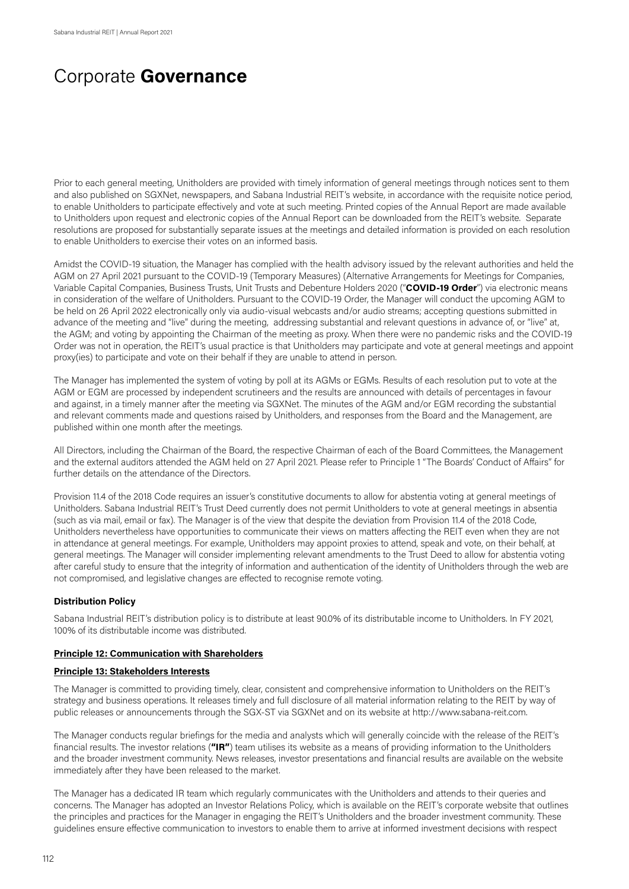# Corporate **Governance**

Prior to each general meeting, Unitholders are provided with timely information of general meetings through notices sent to them and also published on SGXNet, newspapers, and Sabana Industrial REIT's website, in accordance with the requisite notice period, to enable Unitholders to participate effectively and vote at such meeting. Printed copies of the Annual Report are made available to Unitholders upon request and electronic copies of the Annual Report can be downloaded from the REIT's website. Separate resolutions are proposed for substantially separate issues at the meetings and detailed information is provided on each resolution to enable Unitholders to exercise their votes on an informed basis.

Amidst the COVID-19 situation, the Manager has complied with the health advisory issued by the relevant authorities and held the AGM on 27 April 2021 pursuant to the COVID-19 (Temporary Measures) (Alternative Arrangements for Meetings for Companies, Variable Capital Companies, Business Trusts, Unit Trusts and Debenture Holders 2020 ("**COVID-19 Order**") via electronic means in consideration of the welfare of Unitholders. Pursuant to the COVID-19 Order, the Manager will conduct the upcoming AGM to be held on 26 April 2022 electronically only via audio-visual webcasts and/or audio streams; accepting questions submitted in advance of the meeting and "live" during the meeting, addressing substantial and relevant questions in advance of, or "live" at, the AGM; and voting by appointing the Chairman of the meeting as proxy. When there were no pandemic risks and the COVID-19 Order was not in operation, the REIT's usual practice is that Unitholders may participate and vote at general meetings and appoint proxy(ies) to participate and vote on their behalf if they are unable to attend in person.

The Manager has implemented the system of voting by poll at its AGMs or EGMs. Results of each resolution put to vote at the AGM or EGM are processed by independent scrutineers and the results are announced with details of percentages in favour and against, in a timely manner after the meeting via SGXNet. The minutes of the AGM and/or EGM recording the substantial and relevant comments made and questions raised by Unitholders, and responses from the Board and the Management, are published within one month after the meetings.

All Directors, including the Chairman of the Board, the respective Chairman of each of the Board Committees, the Management and the external auditors attended the AGM held on 27 April 2021. Please refer to Principle 1 "The Boards' Conduct of Affairs" for further details on the attendance of the Directors.

Provision 11.4 of the 2018 Code requires an issuer's constitutive documents to allow for abstentia voting at general meetings of Unitholders. Sabana Industrial REIT's Trust Deed currently does not permit Unitholders to vote at general meetings in absentia (such as via mail, email or fax). The Manager is of the view that despite the deviation from Provision 11.4 of the 2018 Code, Unitholders nevertheless have opportunities to communicate their views on matters affecting the REIT even when they are not in attendance at general meetings. For example, Unitholders may appoint proxies to attend, speak and vote, on their behalf, at general meetings. The Manager will consider implementing relevant amendments to the Trust Deed to allow for abstentia voting after careful study to ensure that the integrity of information and authentication of the identity of Unitholders through the web are not compromised, and legislative changes are effected to recognise remote voting.

**Distribution Policy**

Sabana Industrial REIT's distribution policy is to distribute at least 90.0% of its distributable income to Unitholders. In FY 2021, 100% of its distributable income was distributed.

**Principle 12: Communication with Shareholders**

**Principle 13: Stakeholders Interests**

The Manager is committed to providing timely, clear, consistent and comprehensive information to Unitholders on the REIT's strategy and business operations. It releases timely and full disclosure of all material information relating to the REIT by way of public releases or announcements through the SGX-ST via SGXNet and on its website at http://www.sabana-reit.com.

The Manager conducts regular briefings for the media and analysts which will generally coincide with the release of the REIT's financial results. The investor relations (**"IR"**) team utilises its website as a means of providing information to the Unitholders and the broader investment community. News releases, investor presentations and financial results are available on the website immediately after they have been released to the market.

The Manager has a dedicated IR team which regularly communicates with the Unitholders and attends to their queries and concerns. The Manager has adopted an Investor Relations Policy, which is available on the REIT's corporate website that outlines the principles and practices for the Manager in engaging the REIT's Unitholders and the broader investment community. These guidelines ensure effective communication to investors to enable them to arrive at informed investment decisions with respect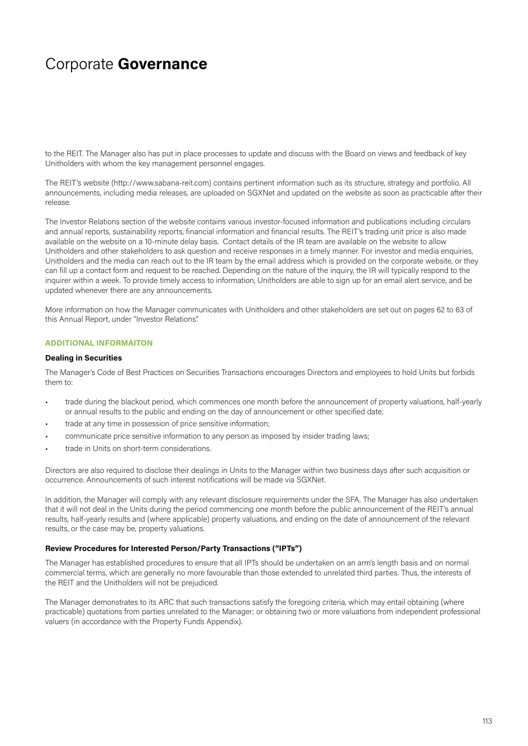to the REIT. The Manager also has put in place processes to update and discuss with the Board on views and feedback of key Unitholders with whom the key management personnel engages.

The REIT's website (http://www.sabana-reit.com) contains pertinent information such as its structure, strategy and portfolio. All announcements, including media releases, are uploaded on SGXNet and updated on the website as soon as practicable after their release.

The Investor Relations section of the website contains various investor-focused information and publications including circulars and annual reports, sustainability reports, financial information and financial results. The REIT's trading unit price is also made available on the website on a 10-minute delay basis. Contact details of the IR team are available on the website to allow Unitholders and other stakeholders to ask question and receive responses in a timely manner. For investor and media enquiries, Unitholders and the media can reach out to the IR team by the email address which is provided on the corporate website, or they can fill up a contact form and request to be reached. Depending on the nature of the inquiry, the IR will typically respond to the inquirer within a week. To provide timely access to information, Unitholders are able to sign up for an email alert service, and be updated whenever there are any announcements.

More information on how the Manager communicates with Unitholders and other stakeholders are set out on pages 62 to 63 of this Annual Report, under "Investor Relations".

## ADDITIONAL INFORMAITON

### Dealing in Securities

The Manager's Code of Best Practices on Securities Transactions encourages Directors and employees to hold Units but forbids them to:

- trade during the blackout period, which commences one month before the announcement of property valuations, half-yearly or annual results to the public and ending on the day of announcement or other specified date;
- trade at any time in possession of price sensitive information;
- communicate price sensitive information to any person as imposed by insider trading laws;
- trade in Units on short-term considerations.

Directors are also required to disclose their dealings in Units to the Manager within two business days after such acquisition or occurrence. Announcements of such interest notifications will be made via SGXNet.

In addition, the Manager will comply with any relevant disclosure requirements under the SFA. The Manager has also undertaken that it will not deal in the Units during the period commencing one month before the public announcement of the REIT's annual results, half-yearly results and (where applicable) property valuations, and ending on the date of announcement of the relevant results, or the case may be, property valuations.

### Review Procedures for Interested Person/Party Transactions ("IPTs")

The Manager has established procedures to ensure that all IPTs should be undertaken on an arm's length basis and on normal commercial terms, which are generally no more favourable than those extended to unrelated third parties. Thus, the interests of the REIT and the Unitholders will not be prejudiced.

The Manager demonstrates to its ARC that such transactions satisfy the foregoing criteria, which may entail obtaining (where practicable) quotations from parties unrelated to the Manager; or obtaining two or more valuations from independent professional valuers (in accordance with the Property Funds Appendix).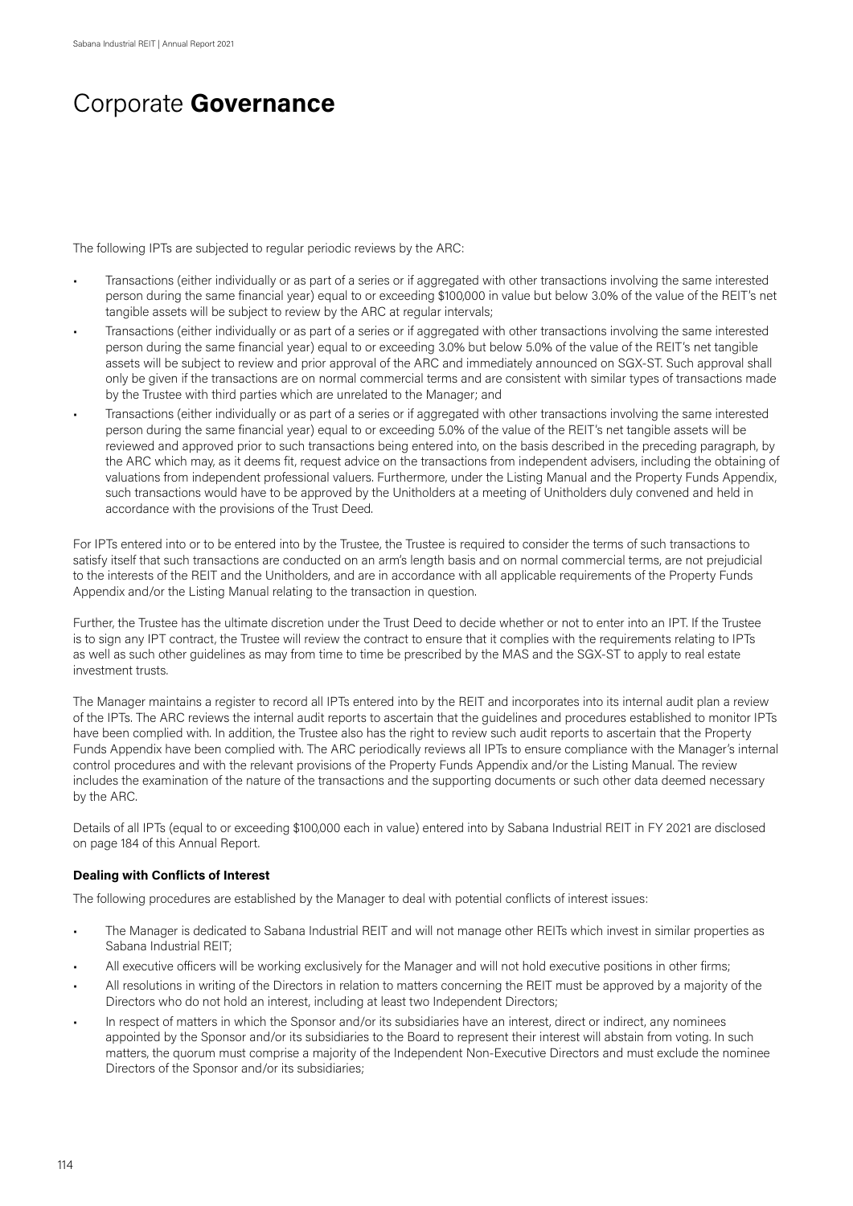# Corporate **Governance**

The following IPTs are subjected to regular periodic reviews by the ARC:

- Transactions (either individually or as part of a series or if aggregated with other transactions involving the same interested person during the same financial year) equal to or exceeding $100,000 in value but below 3.0% of the value of the REIT's net tangible assets will be subject to review by the ARC at regular intervals;
- Transactions (either individually or as part of a series or if aggregated with other transactions involving the same interested person during the same financial year) equal to or exceeding 3.0% but below 5.0% of the value of the REIT's net tangible assets will be subject to review and prior approval of the ARC and immediately announced on SGX-ST. Such approval shall only be given if the transactions are on normal commercial terms and are consistent with similar types of transactions made by the Trustee with third parties which are unrelated to the Manager; and
- Transactions (either individually or as part of a series or if aggregated with other transactions involving the same interested person during the same financial year) equal to or exceeding 5.0% of the value of the REIT's net tangible assets will be reviewed and approved prior to such transactions being entered into, on the basis described in the preceding paragraph, by the ARC which may, as it deems fit, request advice on the transactions from independent advisers, including the obtaining of valuations from independent professional valuers. Furthermore, under the Listing Manual and the Property Funds Appendix, such transactions would have to be approved by the Unitholders at a meeting of Unitholders duly convened and held in accordance with the provisions of the Trust Deed.

For IPTs entered into or to be entered into by the Trustee, the Trustee is required to consider the terms of such transactions to satisfy itself that such transactions are conducted on an arm's length basis and on normal commercial terms, are not prejudicial to the interests of the REIT and the Unitholders, and are in accordance with all applicable requirements of the Property Funds Appendix and/or the Listing Manual relating to the transaction in question.

Further, the Trustee has the ultimate discretion under the Trust Deed to decide whether or not to enter into an IPT. If the Trustee is to sign any IPT contract, the Trustee will review the contract to ensure that it complies with the requirements relating to IPTs as well as such other guidelines as may from time to time be prescribed by the MAS and the SGX-ST to apply to real estate investment trusts.

The Manager maintains a register to record all IPTs entered into by the REIT and incorporates into its internal audit plan a review of the IPTs. The ARC reviews the internal audit reports to ascertain that the guidelines and procedures established to monitor IPTs have been complied with. In addition, the Trustee also has the right to review such audit reports to ascertain that the Property Funds Appendix have been complied with. The ARC periodically reviews all IPTs to ensure compliance with the Manager's internal control procedures and with the relevant provisions of the Property Funds Appendix and/or the Listing Manual. The review includes the examination of the nature of the transactions and the supporting documents or such other data deemed necessary by the ARC.

Details of all IPTs (equal to or exceeding $100,000 each in value) entered into by Sabana Industrial REIT in FY 2021 are disclosed on page 184 of this Annual Report.

**Dealing with Conflicts of Interest**

The following procedures are established by the Manager to deal with potential conflicts of interest issues:

- The Manager is dedicated to Sabana Industrial REIT and will not manage other REITs which invest in similar properties as Sabana Industrial REIT;
- All executive officers will be working exclusively for the Manager and will not hold executive positions in other firms;
- All resolutions in writing of the Directors in relation to matters concerning the REIT must be approved by a majority of the Directors who do not hold an interest, including at least two Independent Directors;
- In respect of matters in which the Sponsor and/or its subsidiaries have an interest, direct or indirect, any nominees appointed by the Sponsor and/or its subsidiaries to the Board to represent their interest will abstain from voting. In such matters, the quorum must comprise a majority of the Independent Non-Executive Directors and must exclude the nominee Directors of the Sponsor and/or its subsidiaries;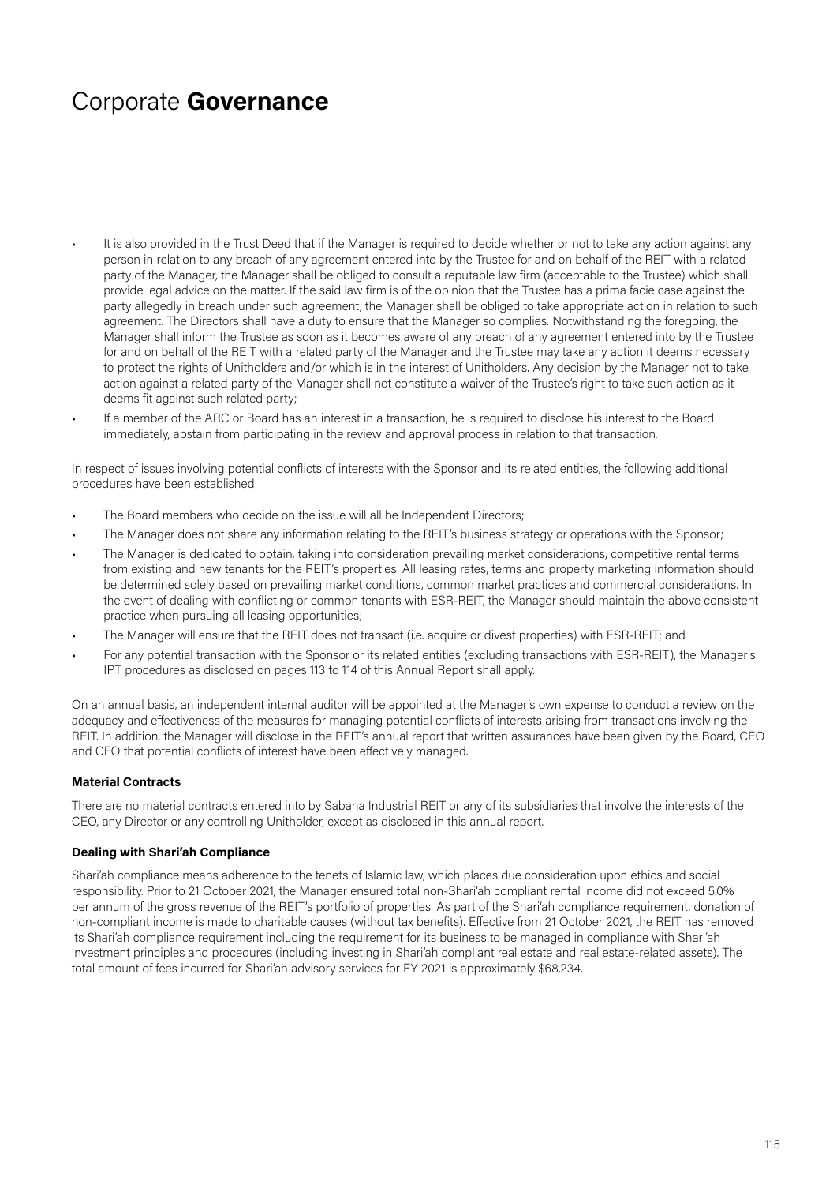# Corporate **Governance**

- It is also provided in the Trust Deed that if the Manager is required to decide whether or not to take any action against any person in relation to any breach of any agreement entered into by the Trustee for and on behalf of the REIT with a related party of the Manager, the Manager shall be obliged to consult a reputable law firm (acceptable to the Trustee) which shall provide legal advice on the matter. If the said law firm is of the opinion that the Trustee has a prima facie case against the party allegedly in breach under such agreement, the Manager shall be obliged to take appropriate action in relation to such agreement. The Directors shall have a duty to ensure that the Manager so complies. Notwithstanding the foregoing, the Manager shall inform the Trustee as soon as it becomes aware of any breach of any agreement entered into by the Trustee for and on behalf of the REIT with a related party of the Manager and the Trustee may take any action it deems necessary to protect the rights of Unitholders and/or which is in the interest of Unitholders. Any decision by the Manager not to take action against a related party of the Manager shall not constitute a waiver of the Trustee's right to take such action as it deems fit against such related party;
- If a member of the ARC or Board has an interest in a transaction, he is required to disclose his interest to the Board immediately, abstain from participating in the review and approval process in relation to that transaction.

In respect of issues involving potential conflicts of interests with the Sponsor and its related entities, the following additional procedures have been established:

- The Board members who decide on the issue will all be Independent Directors;
- The Manager does not share any information relating to the REIT's business strategy or operations with the Sponsor;
- The Manager is dedicated to obtain, taking into consideration prevailing market considerations, competitive rental terms from existing and new tenants for the REIT's properties. All leasing rates, terms and property marketing information should be determined solely based on prevailing market conditions, common market practices and commercial considerations. In the event of dealing with conflicting or common tenants with ESR-REIT, the Manager should maintain the above consistent practice when pursuing all leasing opportunities;
- The Manager will ensure that the REIT does not transact (i.e. acquire or divest properties) with ESR-REIT; and
- For any potential transaction with the Sponsor or its related entities (excluding transactions with ESR-REIT), the Manager's IPT procedures as disclosed on pages 113 to 114 of this Annual Report shall apply.

On an annual basis, an independent internal auditor will be appointed at the Manager's own expense to conduct a review on the adequacy and effectiveness of the measures for managing potential conflicts of interests arising from transactions involving the REIT. In addition, the Manager will disclose in the REIT's annual report that written assurances have been given by the Board, CEO and CFO that potential conflicts of interest have been effectively managed.

**Material Contracts**

There are no material contracts entered into by Sabana Industrial REIT or any of its subsidiaries that involve the interests of the CEO, any Director or any controlling Unitholder, except as disclosed in this annual report.

**Dealing with Shari'ah Compliance**

Shari'ah compliance means adherence to the tenets of Islamic law, which places due consideration upon ethics and social responsibility. Prior to 21 October 2021, the Manager ensured total non-Shari'ah compliant rental income did not exceed 5.0% per annum of the gross revenue of the REIT's portfolio of properties. As part of the Shari'ah compliance requirement, donation of non-compliant income is made to charitable causes (without tax benefits). Effective from 21 October 2021, the REIT has removed its Shari'ah compliance requirement including the requirement for its business to be managed in compliance with Shari'ah investment principles and procedures (including investing in Shari'ah compliant real estate and real estate-related assets). The total amount of fees incurred for Shari'ah advisory services for FY 2021 is approximately $68,234.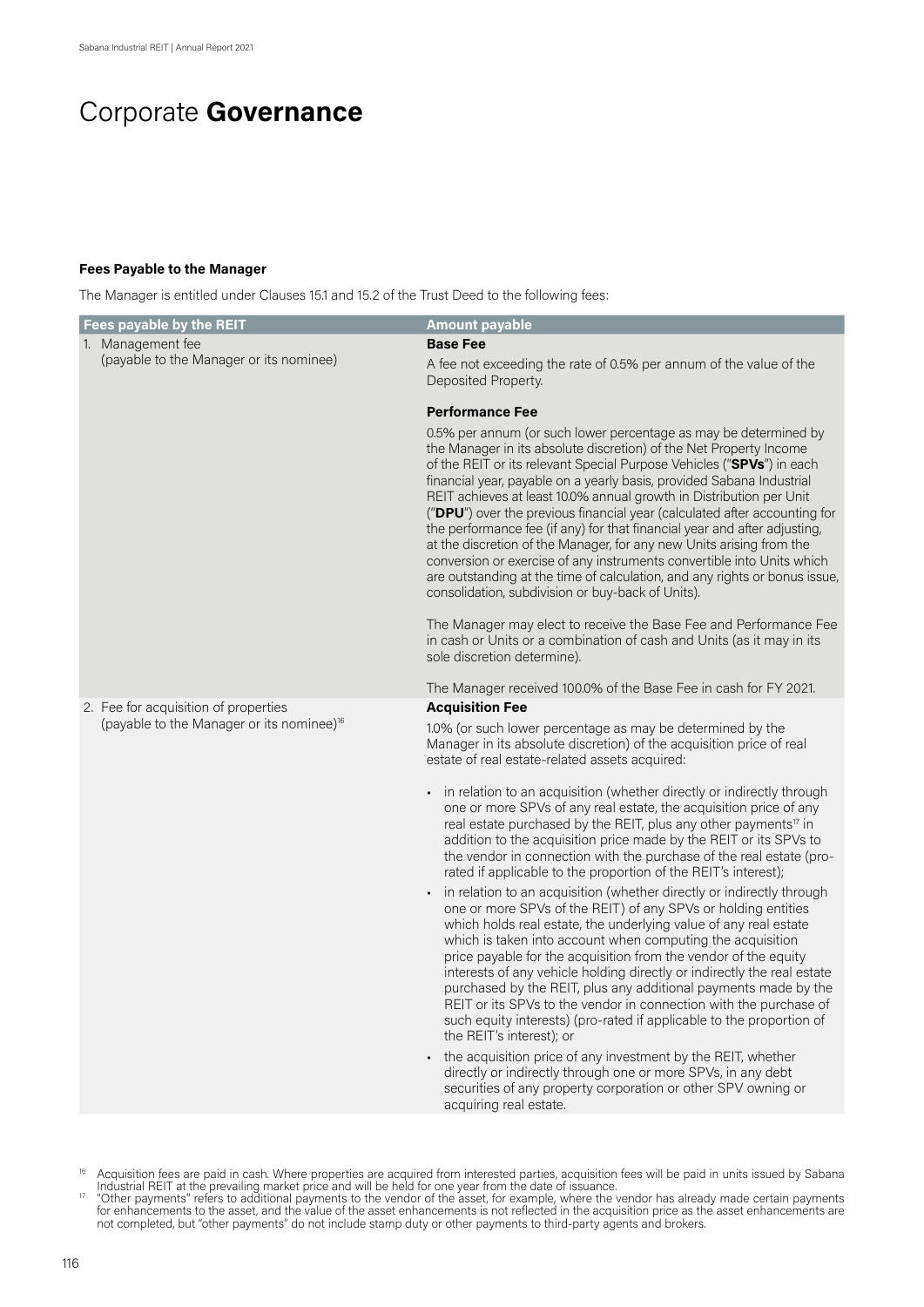# Corporate **Governance**

**Fees Payable to the Manager**

The Manager is entitled under Clauses 15.1 and 15.2 of the Trust Deed to the following fees:

| Fees payable by the REIT | Amount payable |
|---|---|
| 1. Management fee (payable to the Manager or its nominee) | **Base Fee**<br><br>A fee not exceeding the rate of 0.5% per annum of the value of the Deposited Property.<br><br>**Performance Fee**<br><br>0.5% per annum (or such lower percentage as may be determined by the Manager in its absolute discretion) of the Net Property Income of the REIT or its relevant Special Purpose Vehicles ("**SPVs**") in each financial year, payable on a yearly basis, provided Sabana Industrial REIT achieves at least 10.0% annual growth in Distribution per Unit ("**DPU**") over the previous financial year (calculated after accounting for the performance fee (if any) for that financial year and after adjusting, at the discretion of the Manager, for any new Units arising from the conversion or exercise of any instruments convertible into Units which are outstanding at the time of calculation, and any rights or bonus issue, consolidation, subdivision or buy-back of Units).<br><br>The Manager may elect to receive the Base Fee and Performance Fee in cash or Units or a combination of cash and Units (as it may in its sole discretion determine).<br><br>The Manager received 100.0% of the Base Fee in cash for FY 2021. |
| 2. Fee for acquisition of properties (payable to the Manager or its nominee)[16] | **Acquisition Fee**<br><br>1.0% (or such lower percentage as may be determined by the Manager in its absolute discretion) of the acquisition price of real estate of real estate-related assets acquired:<br><br>• in relation to an acquisition (whether directly or indirectly through one or more SPVs of any real estate, the acquisition price of any real estate purchased by the REIT, plus any other payments[17] in addition to the acquisition price made by the REIT or its SPVs to the vendor in connection with the purchase of the real estate (pro-rated if applicable to the proportion of the REIT's interest);<br><br>• in relation to an acquisition (whether directly or indirectly through one or more SPVs of the REIT) of any SPVs or holding entities which holds real estate, the underlying value of any real estate which is taken into account when computing the acquisition price payable for the acquisition from the vendor of the equity interests of any vehicle holding directly or indirectly the real estate purchased by the REIT, plus any additional payments made by the REIT or its SPVs to the vendor in connection with the purchase of such equity interests) (pro-rated if applicable to the proportion of the REIT's interest); or<br><br>• the acquisition price of any investment by the REIT, whether directly or indirectly through one or more SPVs, in any debt securities of any property corporation or other SPV owning or acquiring real estate. |

[16] Acquisition fees are paid in cash. Where properties are acquired from interested parties, acquisition fees will be paid in units issued by Sabana Industrial REIT at the prevailing market price and will be held for one year from the date of issuance.

[17] "Other payments" refers to additional payments to the vendor of the asset, for example, where the vendor has already made certain payments for enhancements to the asset, and the value of the asset enhancements is not reflected in the acquisition price as the asset enhancements are not completed, but "other payments" do not include stamp duty or other payments to third-party agents and brokers.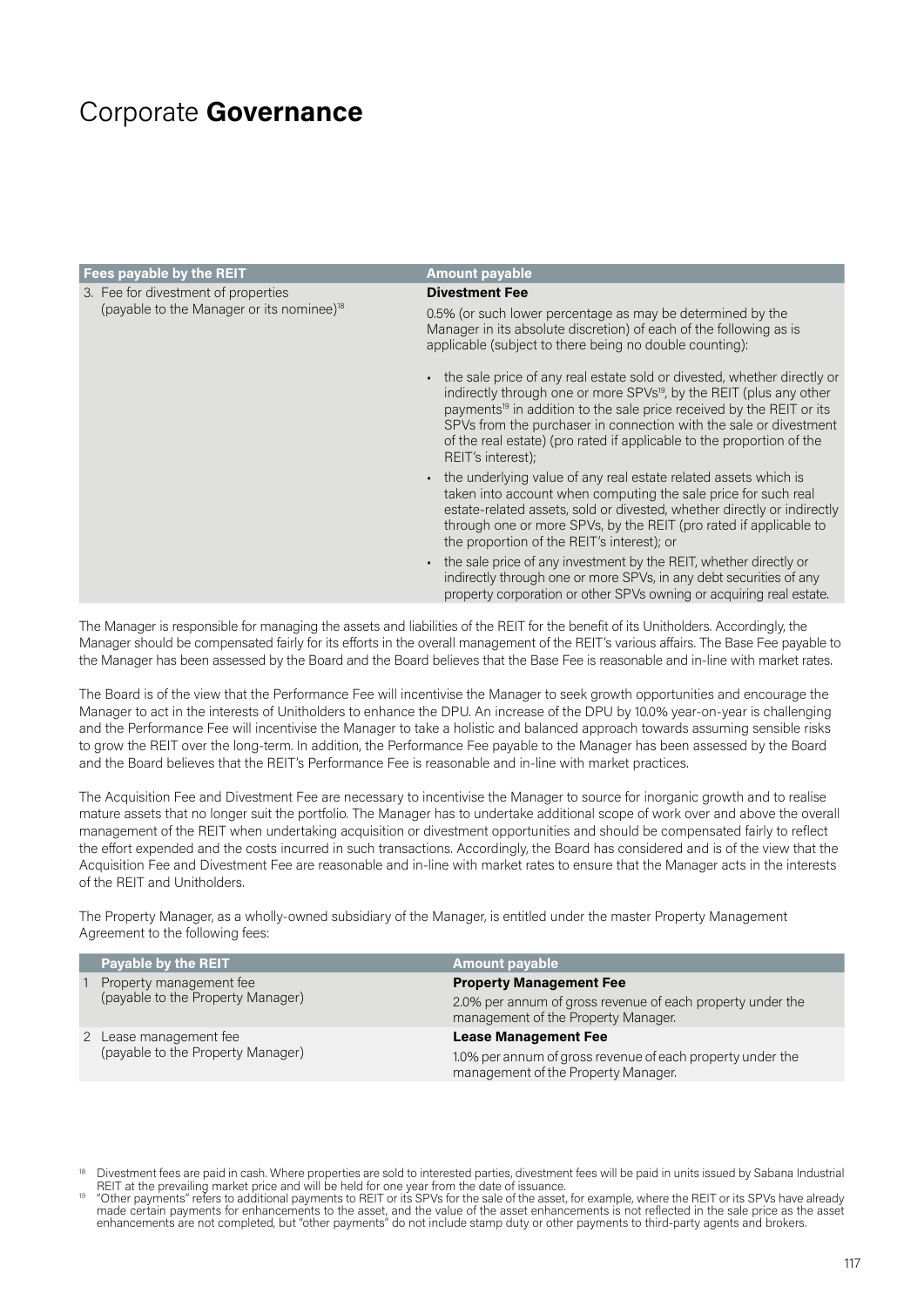# Corporate **Governance**

| Fees payable by the REIT | Amount payable |
|---|---|
| 3. Fee for divestment of properties (payable to the Manager or its nominee)[18] | **Divestment Fee**<br><br>0.5% (or such lower percentage as may be determined by the Manager in its absolute discretion) of each of the following as is applicable (subject to there being no double counting):<br><br>• the sale price of any real estate sold or divested, whether directly or indirectly through one or more SPVs[19], by the REIT (plus any other payments[19] in addition to the sale price received by the REIT or its SPVs from the purchaser in connection with the sale or divestment of the real estate) (pro rated if applicable to the proportion of the REIT's interest);<br>• the underlying value of any real estate related assets which is taken into account when computing the sale price for such real estate-related assets, sold or divested, whether directly or indirectly through one or more SPVs, by the REIT (pro rated if applicable to the proportion of the REIT's interest); or<br>• the sale price of any investment by the REIT, whether directly or indirectly through one or more SPVs, in any debt securities of any property corporation or other SPVs owning or acquiring real estate. |

The Manager is responsible for managing the assets and liabilities of the REIT for the benefit of its Unitholders. Accordingly, the Manager should be compensated fairly for its efforts in the overall management of the REIT's various affairs. The Base Fee payable to the Manager has been assessed by the Board and the Board believes that the Base Fee is reasonable and in-line with market rates.

The Board is of the view that the Performance Fee will incentivise the Manager to seek growth opportunities and encourage the Manager to act in the interests of Unitholders to enhance the DPU. An increase of the DPU by 10.0% year-on-year is challenging and the Performance Fee will incentivise the Manager to take a holistic and balanced approach towards assuming sensible risks to grow the REIT over the long-term. In addition, the Performance Fee payable to the Manager has been assessed by the Board and the Board believes that the REIT's Performance Fee is reasonable and in-line with market practices.

The Acquisition Fee and Divestment Fee are necessary to incentivise the Manager to source for inorganic growth and to realise mature assets that no longer suit the portfolio. The Manager has to undertake additional scope of work over and above the overall management of the REIT when undertaking acquisition or divestment opportunities and should be compensated fairly to reflect the effort expended and the costs incurred in such transactions. Accordingly, the Board has considered and is of the view that the Acquisition Fee and Divestment Fee are reasonable and in-line with market rates to ensure that the Manager acts in the interests of the REIT and Unitholders.

The Property Manager, as a wholly-owned subsidiary of the Manager, is entitled under the master Property Management Agreement to the following fees:

| | Payable by the REIT | Amount payable |
|---|---|---|
| 1 | Property management fee (payable to the Property Manager) | **Property Management Fee**<br><br>2.0% per annum of gross revenue of each property under the management of the Property Manager. |
| 2 | Lease management fee (payable to the Property Manager) | **Lease Management Fee**<br><br>1.0% per annum of gross revenue of each property under the management of the Property Manager. |

[18] Divestment fees are paid in cash. Where properties are sold to interested parties, divestment fees will be paid in units issued by Sabana Industrial REIT at the prevailing market price and will be held for one year from the date of issuance.

[19] "Other payments" refers to additional payments to REIT or its SPVs for the sale of the asset, for example, where the REIT or its SPVs have already made certain payments for enhancements to the asset, and the value of the asset enhancements is not reflected in the sale price as the asset enhancements are not completed, but "other payments" do not include stamp duty or other payments to third-party agents and brokers.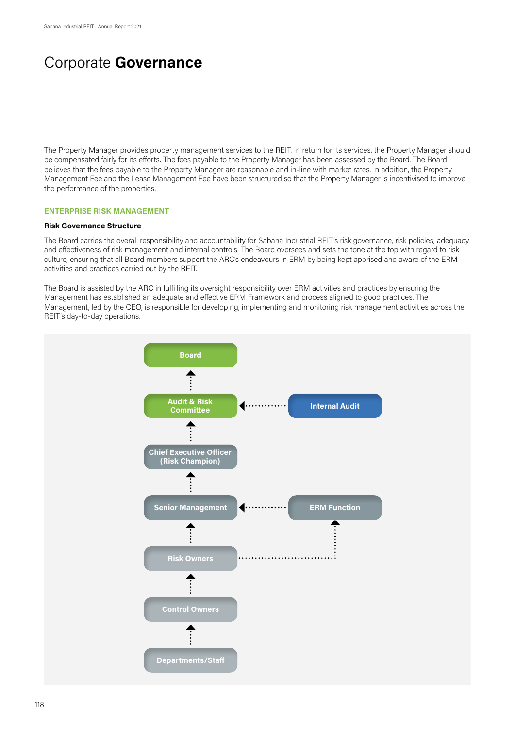# Corporate **Governance**

The Property Manager provides property management services to the REIT. In return for its services, the Property Manager should be compensated fairly for its efforts. The fees payable to the Property Manager has been assessed by the Board. The Board believes that the fees payable to the Property Manager are reasonable and in-line with market rates. In addition, the Property Management Fee and the Lease Management Fee have been structured so that the Property Manager is incentivised to improve the performance of the properties.

## ENTERPRISE RISK MANAGEMENT

### Risk Governance Structure

The Board carries the overall responsibility and accountability for Sabana Industrial REIT's risk governance, risk policies, adequacy and effectiveness of risk management and internal controls. The Board oversees and sets the tone at the top with regard to risk culture, ensuring that all Board members support the ARC's endeavours in ERM by being kept apprised and aware of the ERM activities and practices carried out by the REIT.

The Board is assisted by the ARC in fulfilling its oversight responsibility over ERM activities and practices by ensuring the Management has established an adequate and effective ERM Framework and process aligned to good practices. The Management, led by the CEO, is responsible for developing, implementing and monitoring risk management activities across the REIT's day-to-day operations.

Board

Audit & Risk Committee

Internal Audit

Chief Executive Officer (Risk Champion)

Senior Management

ERM Function

Risk Owners

Control Owners

Departments/Staff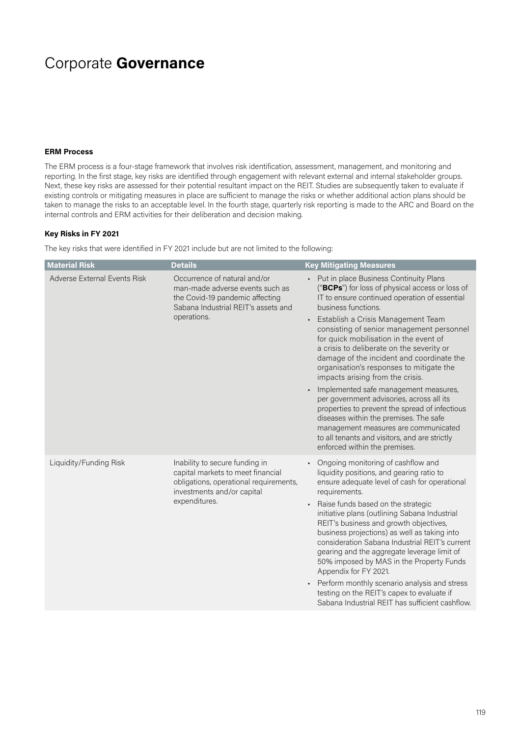# Corporate **Governance**

**ERM Process**

The ERM process is a four-stage framework that involves risk identification, assessment, management, and monitoring and reporting. In the first stage, key risks are identified through engagement with relevant external and internal stakeholder groups. Next, these key risks are assessed for their potential resultant impact on the REIT. Studies are subsequently taken to evaluate if existing controls or mitigating measures in place are sufficient to manage the risks or whether additional action plans should be taken to manage the risks to an acceptable level. In the fourth stage, quarterly risk reporting is made to the ARC and Board on the internal controls and ERM activities for their deliberation and decision making.

**Key Risks in FY 2021**

The key risks that were identified in FY 2021 include but are not limited to the following:

| Material Risk | Details | Key Mitigating Measures |
|---|---|---|
| Adverse External Events Risk | Occurrence of natural and/or man-made adverse events such as the Covid-19 pandemic affecting Sabana Industrial REIT's assets and operations. | • Put in place Business Continuity Plans ("**BCPs**") for loss of physical access or loss of IT to ensure continued operation of essential business functions.<br>• Establish a Crisis Management Team consisting of senior management personnel for quick mobilisation in the event of a crisis to deliberate on the severity or damage of the incident and coordinate the organisation's responses to mitigate the impacts arising from the crisis.<br>• Implemented safe management measures, per government advisories, across all its properties to prevent the spread of infectious diseases within the premises. The safe management measures are communicated to all tenants and visitors, and are strictly enforced within the premises. |
| Liquidity/Funding Risk | Inability to secure funding in capital markets to meet financial obligations, operational requirements, investments and/or capital expenditures. | • Ongoing monitoring of cashflow and liquidity positions, and gearing ratio to ensure adequate level of cash for operational requirements.<br>• Raise funds based on the strategic initiative plans (outlining Sabana Industrial REIT's business and growth objectives, business projections) as well as taking into consideration Sabana Industrial REIT's current gearing and the aggregate leverage limit of 50% imposed by MAS in the Property Funds Appendix for FY 2021.<br>• Perform monthly scenario analysis and stress testing on the REIT's capex to evaluate if Sabana Industrial REIT has sufficient cashflow. |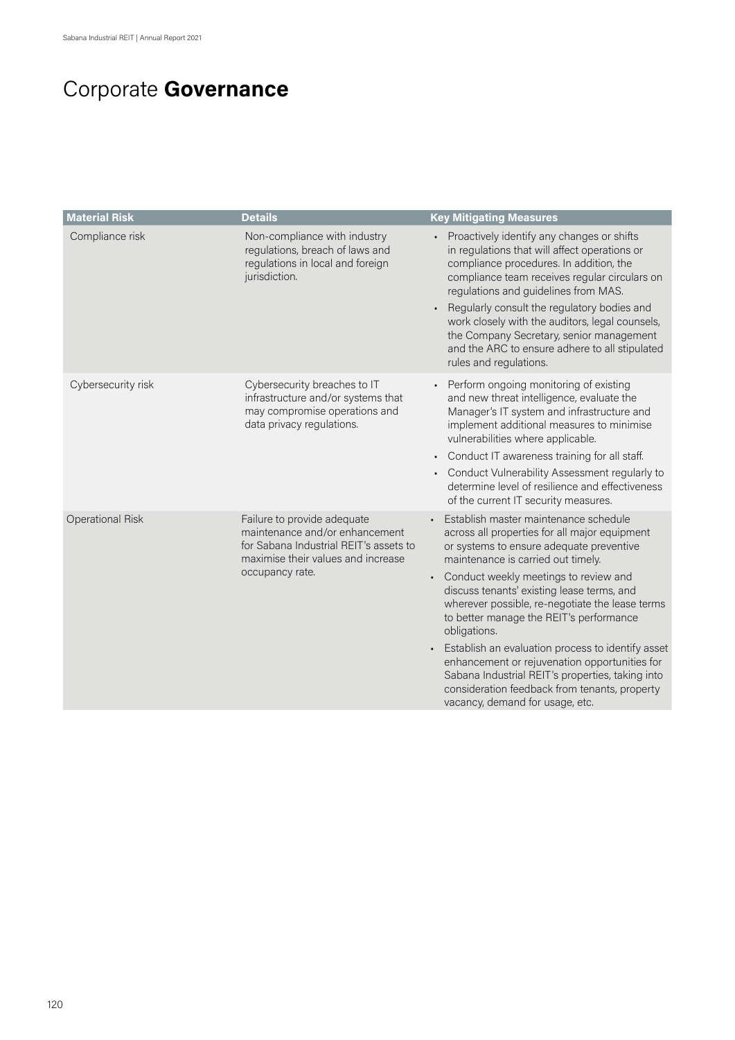# Corporate **Governance**

| Material Risk | Details | Key Mitigating Measures |
|---|---|---|
| Compliance risk | Non-compliance with industry regulations, breach of laws and regulations in local and foreign jurisdiction. | • Proactively identify any changes or shifts in regulations that will affect operations or compliance procedures. In addition, the compliance team receives regular circulars on regulations and guidelines from MAS.<br>• Regularly consult the regulatory bodies and work closely with the auditors, legal counsels, the Company Secretary, senior management and the ARC to ensure adhere to all stipulated rules and regulations. |
| Cybersecurity risk | Cybersecurity breaches to IT infrastructure and/or systems that may compromise operations and data privacy regulations. | • Perform ongoing monitoring of existing and new threat intelligence, evaluate the Manager's IT system and infrastructure and implement additional measures to minimise vulnerabilities where applicable.<br>• Conduct IT awareness training for all staff.<br>• Conduct Vulnerability Assessment regularly to determine level of resilience and effectiveness of the current IT security measures. |
| Operational Risk | Failure to provide adequate maintenance and/or enhancement for Sabana Industrial REIT's assets to maximise their values and increase occupancy rate. | • Establish master maintenance schedule across all properties for all major equipment or systems to ensure adequate preventive maintenance is carried out timely.<br>• Conduct weekly meetings to review and discuss tenants' existing lease terms, and wherever possible, re-negotiate the lease terms to better manage the REIT's performance obligations.<br>• Establish an evaluation process to identify asset enhancement or rejuvenation opportunities for Sabana Industrial REIT's properties, taking into consideration feedback from tenants, property vacancy, demand for usage, etc. |